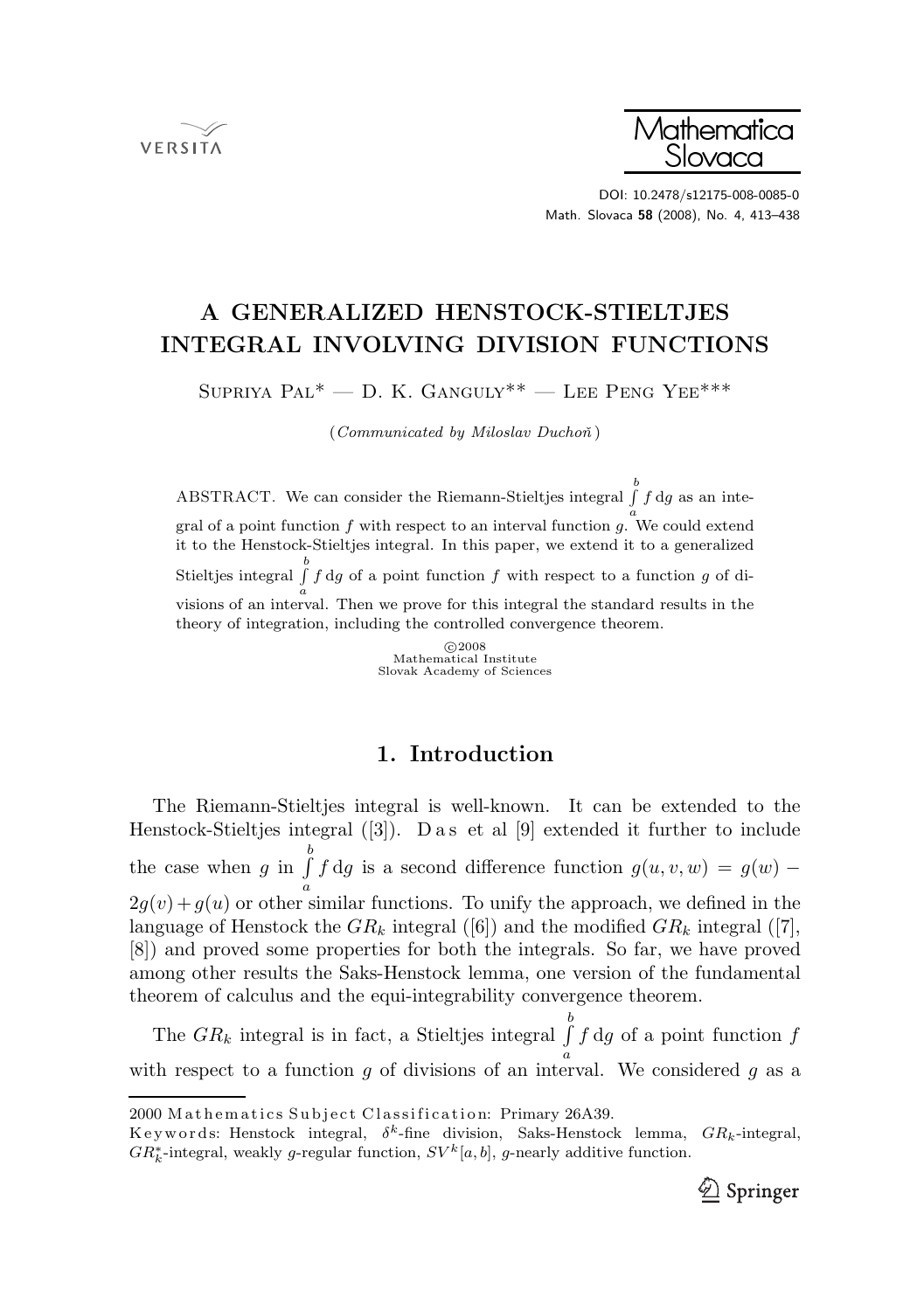# A GENERALIZED HENSTOCK-STIELTJES INTEGRAL INVOLVING DIVISION FUNCTIONS

Supriya Pal* — D. K. Ganguly** — Lee Peng Yee***

(*Communicated by Miloslav Duchoň*)

ABSTRACT. We can consider the Riemann-Stieltjes integral $\int_a^b f \, dg$ as an integral of a point function $f$ with respect to an interval function $g$. We could extend it to the Henstock-Stieltjes integral. In this paper, we extend it to a generalized Stieltjes integral $\int_a^b f \, dg$ of a point function $f$ with respect to a function $g$ of divisions of an interval. Then we prove for this integral the standard results in the theory of integration, including the controlled convergence theorem.

©2008
Mathematical Institute
Slovak Academy of Sciences

## 1. Introduction

The Riemann-Stieltjes integral is well-known. It can be extended to the Henstock-Stieltjes integral ([3]). Das et al [9] extended it further to include the case when $g$ in $\int_a^b f \, dg$ is a second difference function $g(u, v, w) = g(w) - 2g(v) + g(u)$ or other similar functions. To unify the approach, we defined in the language of Henstock the $GR_k$ integral ([6]) and the modified $GR_k$ integral ([7], [8]) and proved some properties for both the integrals. So far, we have proved among other results the Saks-Henstock lemma, one version of the fundamental theorem of calculus and the equi-integrability convergence theorem.

The $GR_k$ integral is in fact, a Stieltjes integral $\int_a^b f \, dg$ of a point function $f$ with respect to a function $g$ of divisions of an interval. We considered $g$ as a

---

2000 Mathematics Subject Classification: Primary 26A39.

Keywords: Henstock integral, $\delta^k$-fine division, Saks-Henstock lemma, $GR_k$-integral, $GR_k^*$-integral, weakly $g$-regular function, $SV^k[a, b]$, $g$-nearly additive function.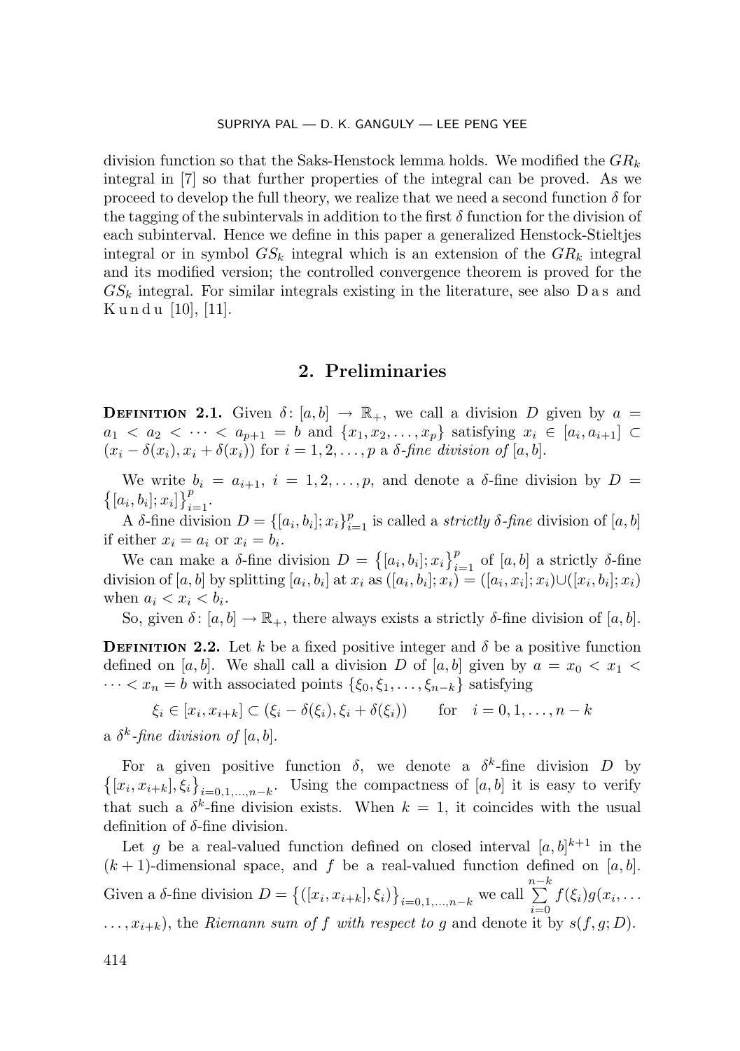division function so that the Saks-Henstock lemma holds. We modified the $GR_k$ integral in [7] so that further properties of the integral can be proved. As we proceed to develop the full theory, we realize that we need a second function $\delta$ for the tagging of the subintervals in addition to the first $\delta$ function for the division of each subinterval. Hence we define in this paper a generalized Henstock-Stieltjes integral or in symbol $GS_k$ integral which is an extension of the $GR_k$ integral and its modified version; the controlled convergence theorem is proved for the $GS_k$ integral. For similar integrals existing in the literature, see also Das and Kundu [10], [11].

## 2. Preliminaries

**Definition 2.1.** Given $\delta\colon [a,b] \to \mathbb{R}_+$, we call a division $D$ given by $a = a_1 < a_2 < \dots < a_{p+1} = b$ and $\{x_1, x_2, \dots, x_p\}$ satisfying $x_i \in [a_i, a_{i+1}] \subset (x_i - \delta(x_i), x_i + \delta(x_i))$ for $i = 1, 2, \dots, p$ a *$\delta$-fine division of* $[a,b]$.

We write $b_i = a_{i+1}$, $i = 1, 2, \dots, p$, and denote a $\delta$-fine division by $D = \big\{[a_i, b_i]; x_i\big\}_{i=1}^{p}$.

A $\delta$-fine division $D = \{[a_i, b_i]; x_i\}_{i=1}^{p}$ is called a *strictly $\delta$-fine* division of $[a,b]$ if either $x_i = a_i$ or $x_i = b_i$.

We can make a $\delta$-fine division $D = \big\{[a_i, b_i]; x_i\big\}_{i=1}^{p}$ of $[a,b]$ a strictly $\delta$-fine division of $[a,b]$ by splitting $[a_i, b_i]$ at $x_i$ as $([a_i, b_i]; x_i) = ([a_i, x_i]; x_i) \cup ([x_i, b_i]; x_i)$ when $a_i < x_i < b_i$.

So, given $\delta\colon [a,b] \to \mathbb{R}_+$, there always exists a strictly $\delta$-fine division of $[a,b]$.

**Definition 2.2.** Let $k$ be a fixed positive integer and $\delta$ be a positive function defined on $[a,b]$. We shall call a division $D$ of $[a,b]$ given by $a = x_0 < x_1 < \dots < x_n = b$ with associated points $\{\xi_0, \xi_1, \dots, \xi_{n-k}\}$ satisfying

$$\xi_i \in [x_i, x_{i+k}] \subset (\xi_i - \delta(\xi_i), \xi_i + \delta(\xi_i)) \qquad \text{for} \quad i = 0, 1, \dots, n-k$$

a *$\delta^k$-fine division of* $[a,b]$.

For a given positive function $\delta$, we denote a $\delta^k$-fine division $D$ by $\big\{[x_i, x_{i+k}], \xi_i\big\}_{i=0,1,\dots,n-k}$. Using the compactness of $[a,b]$ it is easy to verify that such a $\delta^k$-fine division exists. When $k = 1$, it coincides with the usual definition of $\delta$-fine division.

Let $g$ be a real-valued function defined on closed interval $[a,b]^{k+1}$ in the $(k+1)$-dimensional space, and $f$ be a real-valued function defined on $[a,b]$. Given a $\delta$-fine division $D = \big\{([x_i, x_{i+k}], \xi_i)\big\}_{i=0,1,\dots,n-k}$ we call $\sum\limits_{i=0}^{n-k} f(\xi_i) g(x_i, \dots, x_{i+k})$, the *Riemann sum of $f$ with respect to $g$* and denote it by $s(f, g; D)$.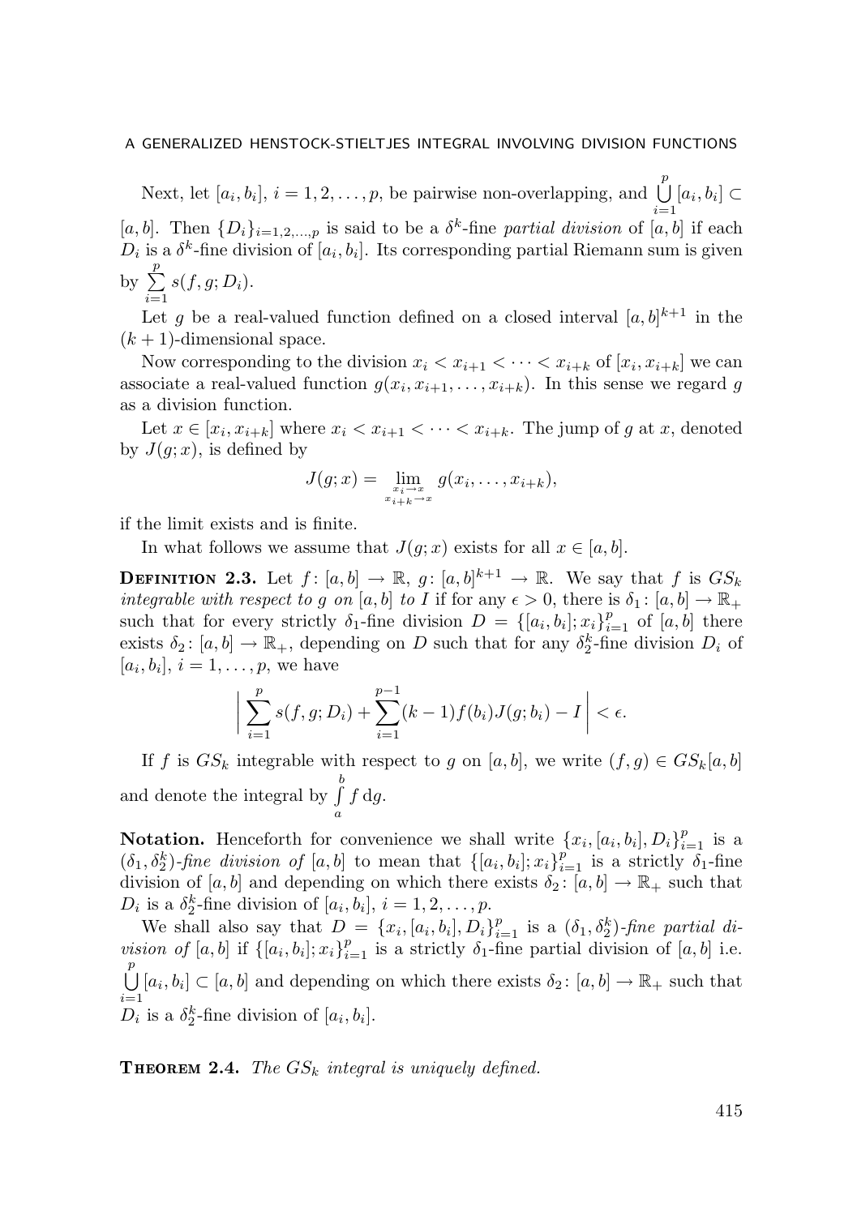Next, let $[a_i, b_i]$, $i = 1, 2, \ldots, p$, be pairwise non-overlapping, and $\bigcup_{i=1}^{p} [a_i, b_i] \subset [a, b]$. Then $\{D_i\}_{i=1,2,\ldots,p}$ is said to be a $\delta^k$-fine *partial division* of $[a, b]$ if each $D_i$ is a $\delta^k$-fine division of $[a_i, b_i]$. Its corresponding partial Riemann sum is given by $\sum_{i=1}^{p} s(f, g; D_i)$.

Let $g$ be a real-valued function defined on a closed interval $[a, b]^{k+1}$ in the $(k + 1)$-dimensional space.

Now corresponding to the division $x_i < x_{i+1} < \cdots < x_{i+k}$ of $[x_i, x_{i+k}]$ we can associate a real-valued function $g(x_i, x_{i+1}, \ldots, x_{i+k})$. In this sense we regard $g$ as a division function.

Let $x \in [x_i, x_{i+k}]$ where $x_i < x_{i+1} < \cdots < x_{i+k}$. The jump of $g$ at $x$, denoted by $J(g; x)$, is defined by

$$J(g; x) = \lim_{\substack{x_i \to x \\ x_{i+k} \to x}} g(x_i, \ldots, x_{i+k}),$$

if the limit exists and is finite.

In what follows we assume that $J(g; x)$ exists for all $x \in [a, b]$.

**Definition 2.3.** Let $f\colon [a, b] \to \mathbb{R}$, $g\colon [a, b]^{k+1} \to \mathbb{R}$. We say that $f$ is $GS_k$ *integrable with respect to* $g$ *on* $[a, b]$ *to* $I$ if for any $\epsilon > 0$, there is $\delta_1\colon [a, b] \to \mathbb{R}_+$ such that for every strictly $\delta_1$-fine division $D = \{[a_i, b_i]; x_i\}_{i=1}^{p}$ of $[a, b]$ there exists $\delta_2\colon [a, b] \to \mathbb{R}_+$, depending on $D$ such that for any $\delta_2^k$-fine division $D_i$ of $[a_i, b_i]$, $i = 1, \ldots, p$, we have

$$\left| \sum_{i=1}^{p} s(f, g; D_i) + \sum_{i=1}^{p-1} (k - 1) f(b_i) J(g; b_i) - I \right| < \epsilon.$$

If $f$ is $GS_k$ integrable with respect to $g$ on $[a, b]$, we write $(f, g) \in GS_k[a, b]$ and denote the integral by $\int_a^b f \, \mathrm{d}g$.

**Notation.** Henceforth for convenience we shall write $\{x_i, [a_i, b_i], D_i\}_{i=1}^{p}$ is a $(\delta_1, \delta_2^k)$*-fine division of* $[a, b]$ to mean that $\{[a_i, b_i]; x_i\}_{i=1}^{p}$ is a strictly $\delta_1$-fine division of $[a, b]$ and depending on which there exists $\delta_2\colon [a, b] \to \mathbb{R}_+$ such that $D_i$ is a $\delta_2^k$-fine division of $[a_i, b_i]$, $i = 1, 2, \ldots, p$.

We shall also say that $D = \{x_i, [a_i, b_i], D_i\}_{i=1}^{p}$ is a $(\delta_1, \delta_2^k)$*-fine partial division of* $[a, b]$ if $\{[a_i, b_i]; x_i\}_{i=1}^{p}$ is a strictly $\delta_1$-fine partial division of $[a, b]$ i.e. $\bigcup_{i=1}^{p} [a_i, b_i] \subset [a, b]$ and depending on which there exists $\delta_2\colon [a, b] \to \mathbb{R}_+$ such that $D_i$ is a $\delta_2^k$-fine division of $[a_i, b_i]$.

**Theorem 2.4.** *The* $GS_k$ *integral is uniquely defined.*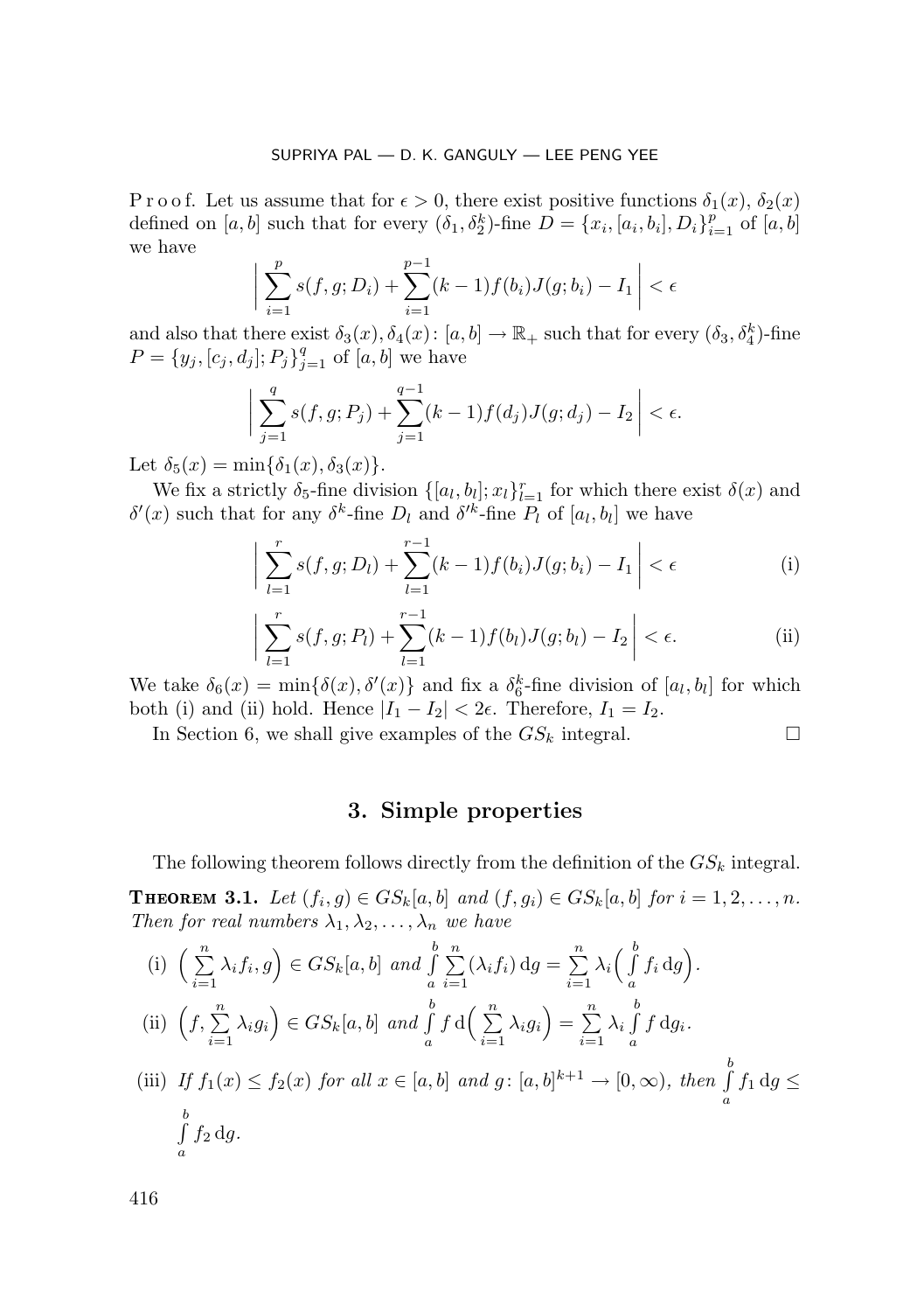Proof. Let us assume that for $\epsilon > 0$, there exist positive functions $\delta_1(x)$, $\delta_2(x)$ defined on $[a,b]$ such that for every $(\delta_1, \delta_2^k)$-fine $D = \{x_i, [a_i, b_i], D_i\}_{i=1}^p$ of $[a,b]$ we have

$$\left| \sum_{i=1}^{p} s(f,g;D_i) + \sum_{i=1}^{p-1} (k-1) f(b_i) J(g;b_i) - I_1 \right| < \epsilon$$

and also that there exist $\delta_3(x), \delta_4(x) \colon [a,b] \to \mathbb{R}_+$ such that for every $(\delta_3, \delta_4^k)$-fine $P = \{y_j, [c_j, d_j]; P_j\}_{j=1}^q$ of $[a,b]$ we have

$$\left| \sum_{j=1}^{q} s(f,g;P_j) + \sum_{j=1}^{q-1} (k-1) f(d_j) J(g;d_j) - I_2 \right| < \epsilon.$$

Let $\delta_5(x) = \min\{\delta_1(x), \delta_3(x)\}$.

We fix a strictly $\delta_5$-fine division $\{[a_l, b_l]; x_l\}_{l=1}^r$ for which there exist $\delta(x)$ and $\delta'(x)$ such that for any $\delta^k$-fine $D_l$ and $\delta'^k$-fine $P_l$ of $[a_l, b_l]$ we have

$$\left| \sum_{l=1}^{r} s(f,g;D_l) + \sum_{l=1}^{r-1} (k-1) f(b_i) J(g;b_i) - I_1 \right| < \epsilon \tag{i}$$

$$\left| \sum_{l=1}^{r} s(f,g;P_l) + \sum_{l=1}^{r-1} (k-1) f(b_l) J(g;b_l) - I_2 \right| < \epsilon. \tag{ii}$$

We take $\delta_6(x) = \min\{\delta(x), \delta'(x)\}$ and fix a $\delta_6^k$-fine division of $[a_l, b_l]$ for which both (i) and (ii) hold. Hence $|I_1 - I_2| < 2\epsilon$. Therefore, $I_1 = I_2$.

In Section 6, we shall give examples of the $GS_k$ integral. $\square$

## 3. Simple properties

The following theorem follows directly from the definition of the $GS_k$ integral.

**Theorem 3.1.** *Let $(f_i, g) \in GS_k[a,b]$ and $(f, g_i) \in GS_k[a,b]$ for $i = 1, 2, \dots, n$. Then for real numbers $\lambda_1, \lambda_2, \dots, \lambda_n$ we have*

(i) $\left( \sum\limits_{i=1}^{n} \lambda_i f_i, g \right) \in GS_k[a,b]$ *and* $\int\limits_a^b \sum\limits_{i=1}^{n} (\lambda_i f_i) \, \mathrm{d}g = \sum\limits_{i=1}^{n} \lambda_i \Big( \int\limits_a^b f_i \, \mathrm{d}g \Big)$.

(ii) $\left( f, \sum\limits_{i=1}^{n} \lambda_i g_i \right) \in GS_k[a,b]$ *and* $\int\limits_a^b f \, \mathrm{d}\Big( \sum\limits_{i=1}^{n} \lambda_i g_i \Big) = \sum\limits_{i=1}^{n} \lambda_i \int\limits_a^b f \, \mathrm{d}g_i$.

(iii) *If $f_1(x) \le f_2(x)$ for all $x \in [a,b]$ and $g \colon [a,b]^{k+1} \to [0, \infty)$, then* $\int\limits_a^b f_1 \, \mathrm{d}g \le \int\limits_a^b f_2 \, \mathrm{d}g$.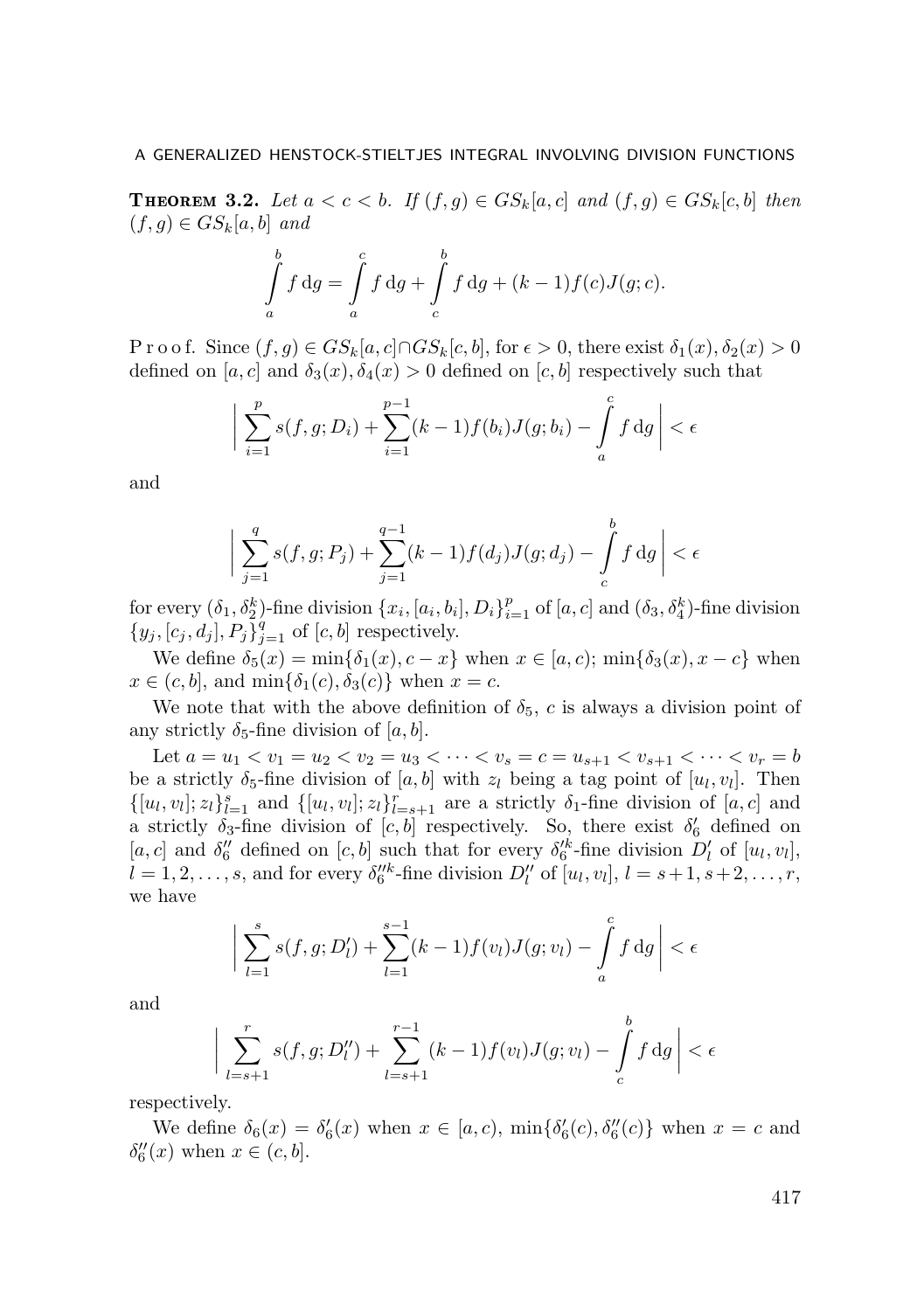**Theorem 3.2.** *Let $a < c < b$. If $(f,g) \in GS_k[a,c]$ and $(f,g) \in GS_k[c,b]$ then $(f,g) \in GS_k[a,b]$ and*

$$\int_a^b f\,\mathrm{d}g = \int_a^c f\,\mathrm{d}g + \int_c^b f\,\mathrm{d}g + (k-1)f(c)J(g;c).$$

Proof. Since $(f,g) \in GS_k[a,c] \cap GS_k[c,b]$, for $\epsilon > 0$, there exist $\delta_1(x), \delta_2(x) > 0$ defined on $[a,c]$ and $\delta_3(x), \delta_4(x) > 0$ defined on $[c,b]$ respectively such that

$$\Big| \sum_{i=1}^{p} s(f,g;D_i) + \sum_{i=1}^{p-1}(k-1)f(b_i)J(g;b_i) - \int_a^c f\,\mathrm{d}g \Big| < \epsilon$$

and

$$\Big| \sum_{j=1}^{q} s(f,g;P_j) + \sum_{j=1}^{q-1}(k-1)f(d_j)J(g;d_j) - \int_c^b f\,\mathrm{d}g \Big| < \epsilon$$

for every $(\delta_1, \delta_2^k)$-fine division $\{x_i, [a_i,b_i], D_i\}_{i=1}^p$ of $[a,c]$ and $(\delta_3, \delta_4^k)$-fine division $\{y_j, [c_j,d_j], P_j\}_{j=1}^q$ of $[c,b]$ respectively.

We define $\delta_5(x) = \min\{\delta_1(x), c-x\}$ when $x \in [a,c)$; $\min\{\delta_3(x), x-c\}$ when $x \in (c,b]$, and $\min\{\delta_1(c), \delta_3(c)\}$ when $x = c$.

We note that with the above definition of $\delta_5$, $c$ is always a division point of any strictly $\delta_5$-fine division of $[a,b]$.

Let $a = u_1 < v_1 = u_2 < v_2 = u_3 < \cdots < v_s = c = u_{s+1} < v_{s+1} < \cdots < v_r = b$ be a strictly $\delta_5$-fine division of $[a,b]$ with $z_l$ being a tag point of $[u_l,v_l]$. Then $\{[u_l,v_l]; z_l\}_{l=1}^s$ and $\{[u_l,v_l]; z_l\}_{l=s+1}^r$ are a strictly $\delta_1$-fine division of $[a,c]$ and a strictly $\delta_3$-fine division of $[c,b]$ respectively. So, there exist $\delta_6'$ defined on $[a,c]$ and $\delta_6''$ defined on $[c,b]$ such that for every $\delta_6'^k$-fine division $D_l'$ of $[u_l,v_l]$, $l = 1,2,\ldots,s$, and for every $\delta_6''^k$-fine division $D_l''$ of $[u_l,v_l]$, $l = s+1, s+2, \ldots, r$, we have

$$\Big| \sum_{l=1}^{s} s(f,g;D_l') + \sum_{l=1}^{s-1}(k-1)f(v_l)J(g;v_l) - \int_a^c f\,\mathrm{d}g \Big| < \epsilon$$

and

$$\Big| \sum_{l=s+1}^{r} s(f,g;D_l'') + \sum_{l=s+1}^{r-1}(k-1)f(v_l)J(g;v_l) - \int_c^b f\,\mathrm{d}g \Big| < \epsilon$$

respectively.

We define $\delta_6(x) = \delta_6'(x)$ when $x \in [a,c)$, $\min\{\delta_6'(c), \delta_6''(c)\}$ when $x = c$ and $\delta_6''(x)$ when $x \in (c,b]$.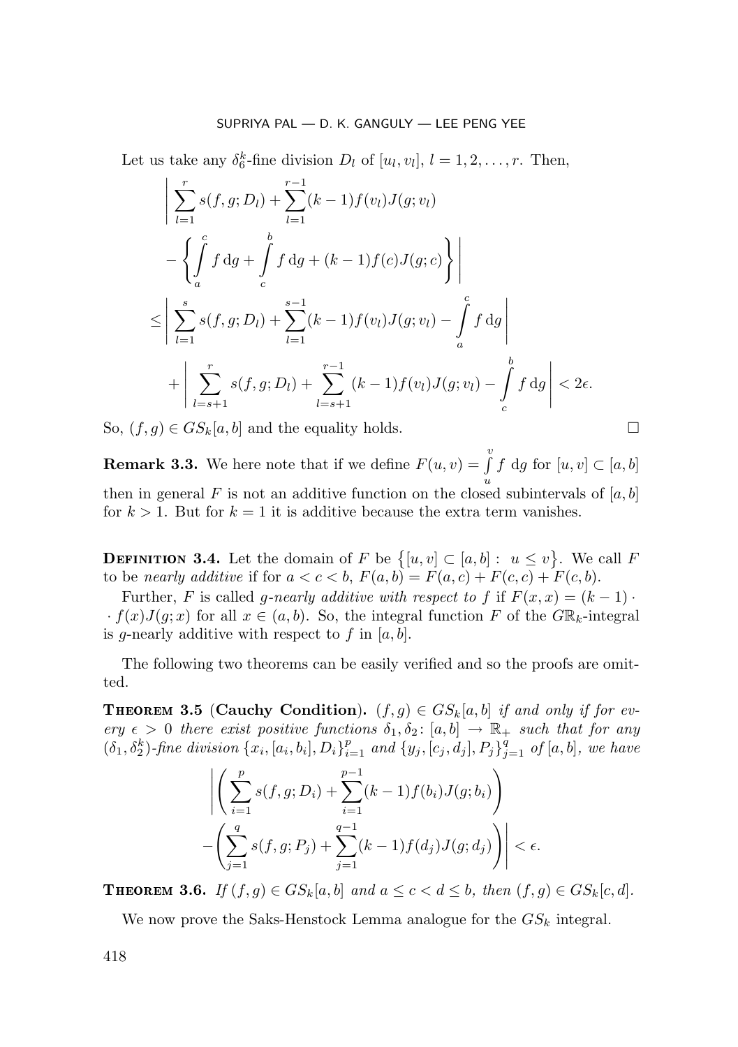Let us take any $\delta_6^k$-fine division $D_l$ of $[u_l, v_l]$, $l = 1, 2, \ldots, r$. Then,

$$
\begin{aligned}
&\Bigg| \sum_{l=1}^{r} s(f,g;D_l) + \sum_{l=1}^{r-1} (k-1) f(v_l) J(g;v_l) \\
&\quad - \Bigg\{ \int_a^c f \,\mathrm{d}g + \int_c^b f \,\mathrm{d}g + (k-1) f(c) J(g;c) \Bigg\} \Bigg| \\
&\leq \Bigg| \sum_{l=1}^{s} s(f,g;D_l) + \sum_{l=1}^{s-1} (k-1) f(v_l) J(g;v_l) - \int_a^c f \,\mathrm{d}g \Bigg| \\
&\quad + \Bigg| \sum_{l=s+1}^{r} s(f,g;D_l) + \sum_{l=s+1}^{r-1} (k-1) f(v_l) J(g;v_l) - \int_c^b f \,\mathrm{d}g \Bigg| < 2\epsilon.
\end{aligned}
$$

So, $(f,g) \in GS_k[a,b]$ and the equality holds. $\square$

**Remark 3.3.** We here note that if we define $F(u,v) = \int_u^v f \,\mathrm{d}g$ for $[u,v] \subset [a,b]$ then in general $F$ is not an additive function on the closed subintervals of $[a,b]$ for $k > 1$. But for $k = 1$ it is additive because the extra term vanishes.

**Definition 3.4.** Let the domain of $F$ be $\{[u,v] \subset [a,b] : u \leq v\}$. We call $F$ to be *nearly additive* if for $a < c < b$, $F(a,b) = F(a,c) + F(c,c) + F(c,b)$.

Further, $F$ is called *$g$-nearly additive with respect to $f$* if $F(x,x) = (k-1) \cdot f(x) J(g;x)$ for all $x \in (a,b)$. So, the integral function $F$ of the $G\mathbb{R}_k$-integral is $g$-nearly additive with respect to $f$ in $[a,b]$.

The following two theorems can be easily verified and so the proofs are omitted.

**Theorem 3.5 (Cauchy Condition).** *$(f,g) \in GS_k[a,b]$ if and only if for every $\epsilon > 0$ there exist positive functions $\delta_1, \delta_2 \colon [a,b] \to \mathbb{R}_+$ such that for any $(\delta_1, \delta_2^k)$-fine division $\{x_i, [a_i,b_i], D_i\}_{i=1}^p$ and $\{y_j, [c_j,d_j], P_j\}_{j=1}^q$ of $[a,b]$, we have*

$$
\begin{aligned}
&\Bigg| \Bigg( \sum_{i=1}^{p} s(f,g;D_i) + \sum_{i=1}^{p-1} (k-1) f(b_i) J(g;b_i) \Bigg) \\
&\quad - \Bigg( \sum_{j=1}^{q} s(f,g;P_j) + \sum_{j=1}^{q-1} (k-1) f(d_j) J(g;d_j) \Bigg) \Bigg| < \epsilon.
\end{aligned}
$$

**Theorem 3.6.** *If $(f,g) \in GS_k[a,b]$ and $a \leq c < d \leq b$, then $(f,g) \in GS_k[c,d]$.*

We now prove the Saks-Henstock Lemma analogue for the $GS_k$ integral.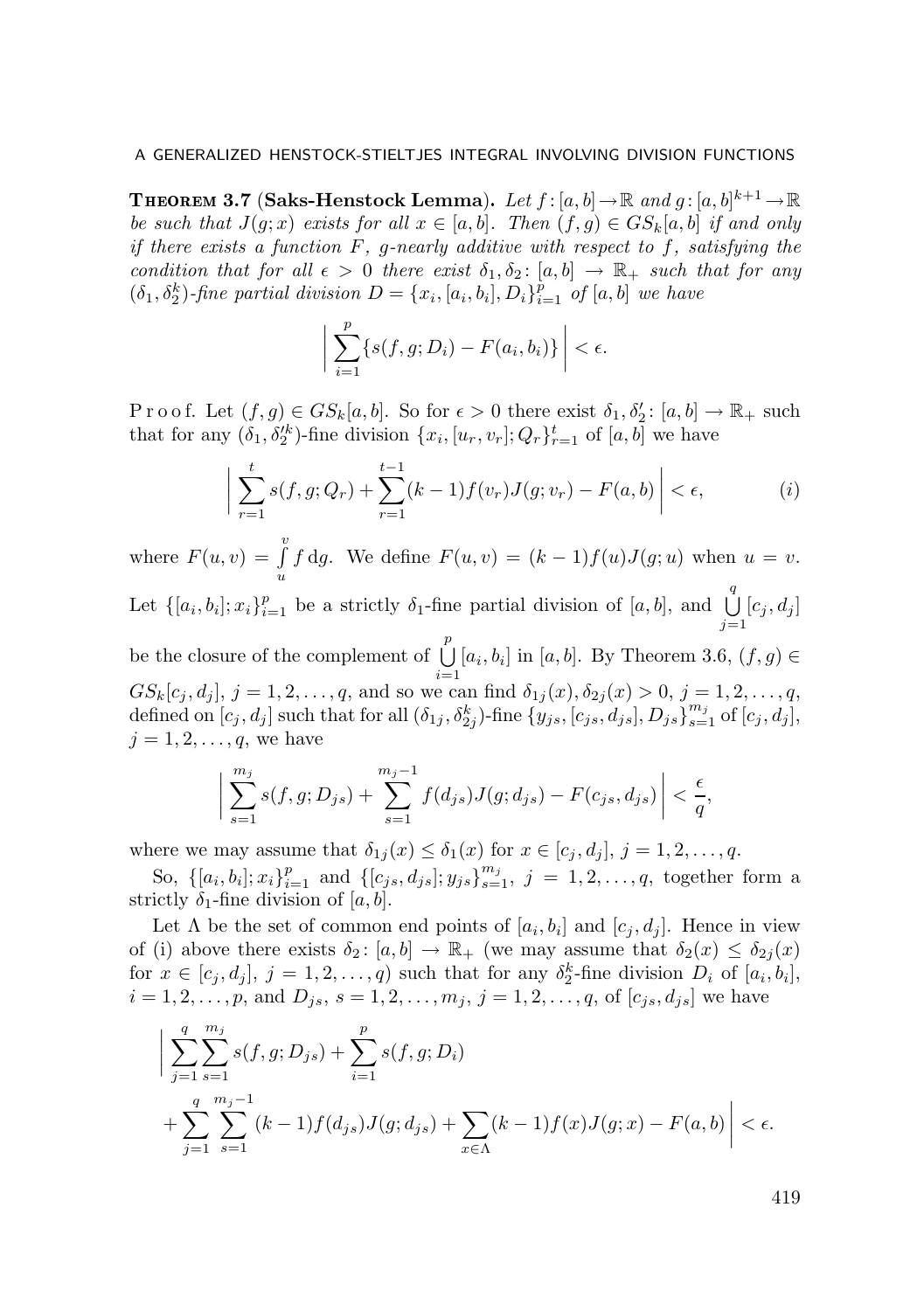**Theorem 3.7** (**Saks-Henstock Lemma**). *Let $f\colon [a,b]\to\mathbb{R}$ and $g\colon [a,b]^{k+1}\to\mathbb{R}$ be such that $J(g;x)$ exists for all $x\in[a,b]$. Then $(f,g)\in GS_k[a,b]$ if and only if there exists a function $F$, $g$-nearly additive with respect to $f$, satisfying the condition that for all $\epsilon>0$ there exist $\delta_1,\delta_2\colon [a,b]\to\mathbb{R}_+$ such that for any $(\delta_1,\delta_2^k)$-fine partial division $D=\{x_i,[a_i,b_i],D_i\}_{i=1}^p$ of $[a,b]$ we have*

$$\left|\sum_{i=1}^{p}\{s(f,g;D_i)-F(a_i,b_i)\}\right|<\epsilon.$$

Proof. Let $(f,g)\in GS_k[a,b]$. So for $\epsilon>0$ there exist $\delta_1,\delta_2'\colon [a,b]\to\mathbb{R}_+$ such that for any $(\delta_1,\delta_2'^k)$-fine division $\{x_i,[u_r,v_r];Q_r\}_{r=1}^t$ of $[a,b]$ we have

$$\left|\sum_{r=1}^{t}s(f,g;Q_r)+\sum_{r=1}^{t-1}(k-1)f(v_r)J(g;v_r)-F(a,b)\right|<\epsilon, \qquad (i)$$

where $F(u,v)=\int\limits_u^v f\,\mathrm{d}g$. We define $F(u,v)=(k-1)f(u)J(g;u)$ when $u=v$. Let $\{[a_i,b_i];x_i\}_{i=1}^p$ be a strictly $\delta_1$-fine partial division of $[a,b]$, and $\bigcup\limits_{j=1}^q[c_j,d_j]$ be the closure of the complement of $\bigcup\limits_{i=1}^p[a_i,b_i]$ in $[a,b]$. By Theorem 3.6, $(f,g)\in GS_k[c_j,d_j]$, $j=1,2,\dots,q$, and so we can find $\delta_{1j}(x),\delta_{2j}(x)>0$, $j=1,2,\dots,q$, defined on $[c_j,d_j]$ such that for all $(\delta_{1j},\delta_{2j}^k)$-fine $\{y_{js},[c_{js},d_{js}],D_{js}\}_{s=1}^{m_j}$ of $[c_j,d_j]$, $j=1,2,\dots,q$, we have

$$\left|\sum_{s=1}^{m_j}s(f,g;D_{js})+\sum_{s=1}^{m_j-1}f(d_{js})J(g;d_{js})-F(c_{js},d_{js})\right|<\frac{\epsilon}{q},$$

where we may assume that $\delta_{1j}(x)\le\delta_1(x)$ for $x\in[c_j,d_j]$, $j=1,2,\dots,q$.

So, $\{[a_i,b_i];x_i\}_{i=1}^p$ and $\{[c_{js},d_{js}];y_{js}\}_{s=1}^{m_j}$, $j=1,2,\dots,q$, together form a strictly $\delta_1$-fine division of $[a,b]$.

Let $\Lambda$ be the set of common end points of $[a_i,b_i]$ and $[c_j,d_j]$. Hence in view of (i) above there exists $\delta_2\colon [a,b]\to\mathbb{R}_+$ (we may assume that $\delta_2(x)\le\delta_{2j}(x)$ for $x\in[c_j,d_j]$, $j=1,2,\dots,q$) such that for any $\delta_2^k$-fine division $D_i$ of $[a_i,b_i]$, $i=1,2,\dots,p$, and $D_{js}$, $s=1,2,\dots,m_j$, $j=1,2,\dots,q$, of $[c_{js},d_{js}]$ we have

$$\begin{aligned}\Bigg|&\sum_{j=1}^{q}\sum_{s=1}^{m_j}s(f,g;D_{js})+\sum_{i=1}^{p}s(f,g;D_i)\\&+\sum_{j=1}^{q}\sum_{s=1}^{m_j-1}(k-1)f(d_{js})J(g;d_{js})+\sum_{x\in\Lambda}(k-1)f(x)J(g;x)-F(a,b)\Bigg|<\epsilon.\end{aligned}$$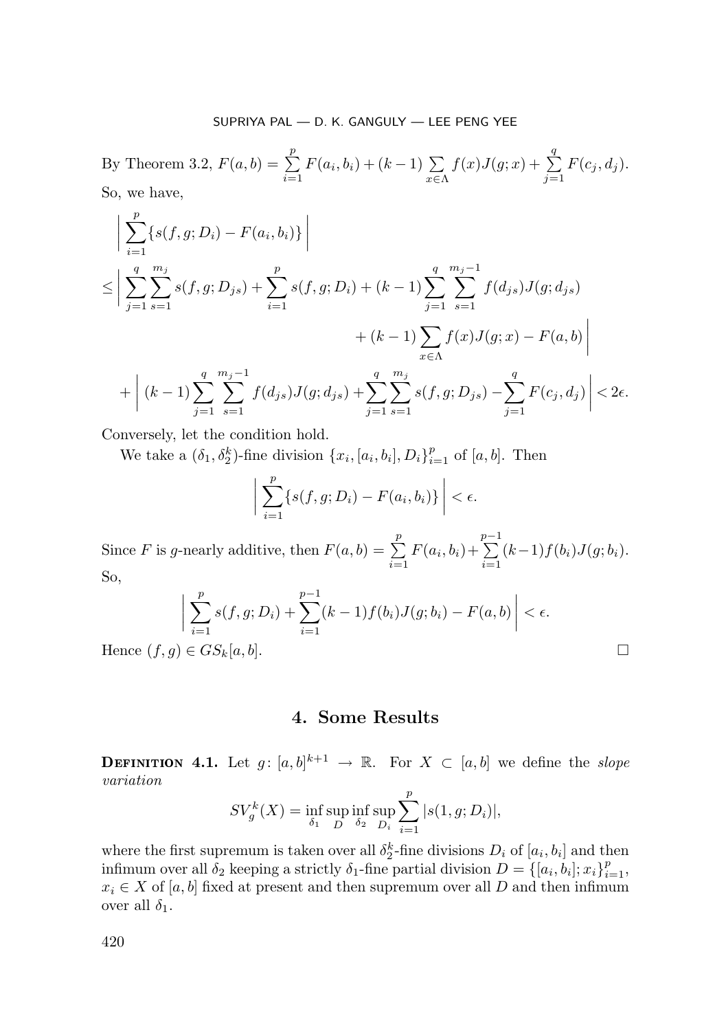By Theorem 3.2, $F(a,b) = \sum_{i=1}^{p} F(a_i,b_i) + (k-1)\sum_{x\in\Lambda} f(x)J(g;x) + \sum_{j=1}^{q} F(c_j,d_j)$.

So, we have,

$$
\begin{aligned}
&\Big| \sum_{i=1}^{p} \{s(f,g;D_i) - F(a_i,b_i)\} \Big| \\
&\leq \Big| \sum_{j=1}^{q}\sum_{s=1}^{m_j} s(f,g;D_{js}) + \sum_{i=1}^{p} s(f,g;D_i) + (k-1)\sum_{j=1}^{q}\sum_{s=1}^{m_j-1} f(d_{js})J(g;d_{js}) \\
&\qquad\qquad\qquad\qquad + (k-1)\sum_{x\in\Lambda} f(x)J(g;x) - F(a,b) \Big| \\
&\quad + \Big| (k-1)\sum_{j=1}^{q}\sum_{s=1}^{m_j-1} f(d_{js})J(g;d_{js}) + \sum_{j=1}^{q}\sum_{s=1}^{m_j} s(f,g;D_{js}) - \sum_{j=1}^{q} F(c_j,d_j) \Big| < 2\epsilon.
\end{aligned}
$$

Conversely, let the condition hold.

We take a $(\delta_1,\delta_2^k)$-fine division $\{x_i,[a_i,b_i],D_i\}_{i=1}^{p}$ of $[a,b]$. Then

$$
\Big| \sum_{i=1}^{p} \{s(f,g;D_i) - F(a_i,b_i)\} \Big| < \epsilon.
$$

Since $F$ is $g$-nearly additive, then $F(a,b) = \sum_{i=1}^{p} F(a_i,b_i) + \sum_{i=1}^{p-1} (k-1)f(b_i)J(g;b_i)$.

So,

$$
\Big| \sum_{i=1}^{p} s(f,g;D_i) + \sum_{i=1}^{p-1}(k-1)f(b_i)J(g;b_i) - F(a,b) \Big| < \epsilon.
$$

Hence $(f,g) \in GS_k[a,b]$. □

## 4. Some Results

**Definition 4.1.** Let $g\colon [a,b]^{k+1} \to \mathbb{R}$. For $X \subset [a,b]$ we define the *slope variation*

$$
SV_g^k(X) = \inf_{\delta_1} \sup_{D} \inf_{\delta_2} \sup_{D_i} \sum_{i=1}^{p} |s(1,g;D_i)|,
$$

where the first supremum is taken over all $\delta_2^k$-fine divisions $D_i$ of $[a_i,b_i]$ and then infimum over all $\delta_2$ keeping a strictly $\delta_1$-fine partial division $D = \{[a_i,b_i];x_i\}_{i=1}^{p}$, $x_i \in X$ of $[a,b]$ fixed at present and then supremum over all $D$ and then infimum over all $\delta_1$.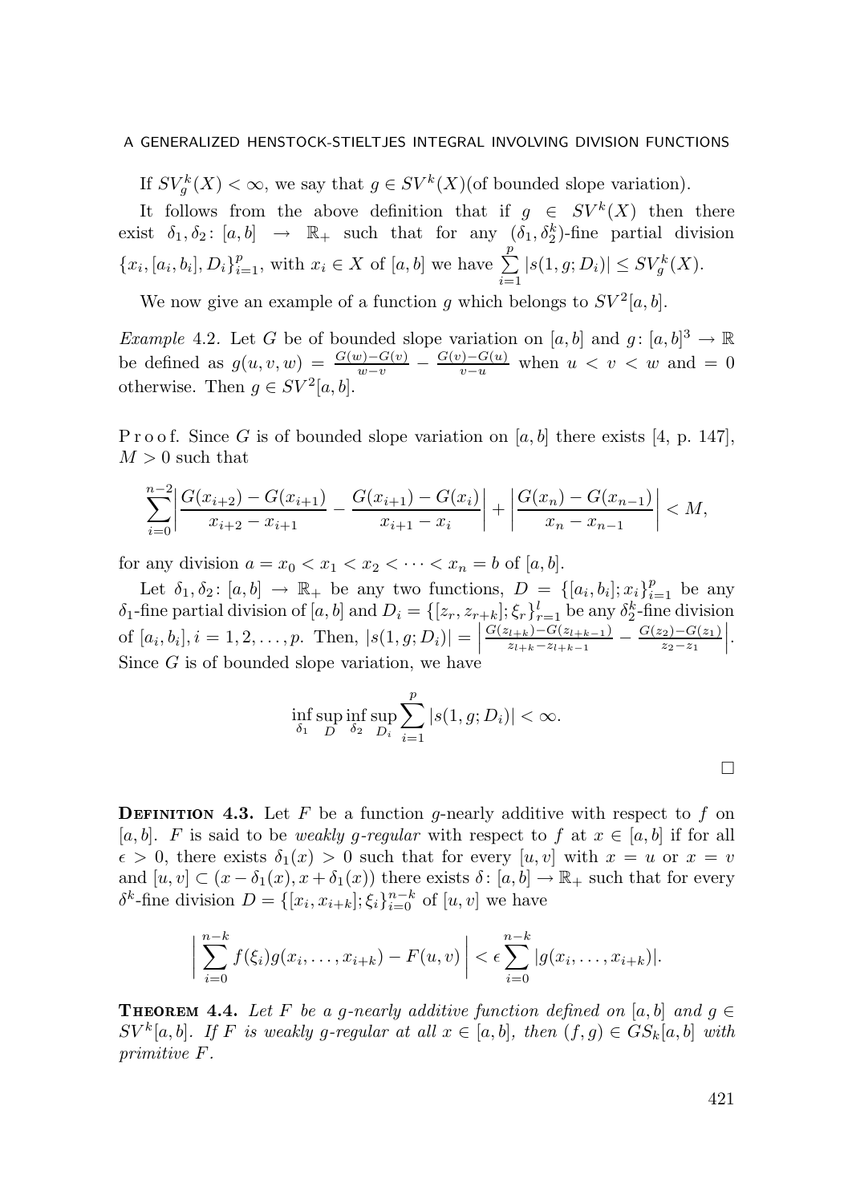If $SV_g^k(X) < \infty$, we say that $g \in SV^k(X)$(of bounded slope variation).

It follows from the above definition that if $g \in SV^k(X)$ then there exist $\delta_1, \delta_2 \colon [a,b] \to \mathbb{R}_+$ such that for any $(\delta_1, \delta_2^k)$-fine partial division $\{x_i, [a_i,b_i], D_i\}_{i=1}^p$, with $x_i \in X$ of $[a,b]$ we have $\sum\limits_{i=1}^{p} |s(1,g;D_i)| \le SV_g^k(X)$.

We now give an example of a function $g$ which belongs to $SV^2[a,b]$.

*Example* 4.2. Let $G$ be of bounded slope variation on $[a,b]$ and $g \colon [a,b]^3 \to \mathbb{R}$ be defined as $g(u,v,w) = \frac{G(w)-G(v)}{w-v} - \frac{G(v)-G(u)}{v-u}$ when $u < v < w$ and $= 0$ otherwise. Then $g \in SV^2[a,b]$.

Proof. Since $G$ is of bounded slope variation on $[a,b]$ there exists [4, p. 147], $M > 0$ such that

$$\sum_{i=0}^{n-2} \left| \frac{G(x_{i+2}) - G(x_{i+1})}{x_{i+2} - x_{i+1}} - \frac{G(x_{i+1}) - G(x_i)}{x_{i+1} - x_i} \right| + \left| \frac{G(x_n) - G(x_{n-1})}{x_n - x_{n-1}} \right| < M,$$

for any division $a = x_0 < x_1 < x_2 < \cdots < x_n = b$ of $[a,b]$.

Let $\delta_1, \delta_2 \colon [a,b] \to \mathbb{R}_+$ be any two functions, $D = \{[a_i,b_i]; x_i\}_{i=1}^p$ be any $\delta_1$-fine partial division of $[a,b]$ and $D_i = \{[z_r, z_{r+k}]; \xi_r\}_{r=1}^{l}$ be any $\delta_2^k$-fine division of $[a_i,b_i], i = 1,2,\ldots,p$. Then, $|s(1,g;D_i)| = \left| \frac{G(z_{l+k}) - G(z_{l+k-1})}{z_{l+k} - z_{l+k-1}} - \frac{G(z_2) - G(z_1)}{z_2 - z_1} \right|$. Since $G$ is of bounded slope variation, we have

$$\inf_{\delta_1} \sup_{D} \inf_{\delta_2} \sup_{D_i} \sum_{i=1}^{p} |s(1,g;D_i)| < \infty.$$

$\square$

**Definition 4.3.** Let $F$ be a function $g$-nearly additive with respect to $f$ on $[a,b]$. $F$ is said to be *weakly $g$-regular* with respect to $f$ at $x \in [a,b]$ if for all $\epsilon > 0$, there exists $\delta_1(x) > 0$ such that for every $[u,v]$ with $x = u$ or $x = v$ and $[u,v] \subset (x - \delta_1(x), x + \delta_1(x))$ there exists $\delta \colon [a,b] \to \mathbb{R}_+$ such that for every $\delta^k$-fine division $D = \{[x_i, x_{i+k}]; \xi_i\}_{i=0}^{n-k}$ of $[u,v]$ we have

$$\left| \sum_{i=0}^{n-k} f(\xi_i) g(x_i, \ldots, x_{i+k}) - F(u,v) \right| < \epsilon \sum_{i=0}^{n-k} |g(x_i, \ldots, x_{i+k})|.$$

**Theorem 4.4.** *Let $F$ be a $g$-nearly additive function defined on $[a,b]$ and $g \in SV^k[a,b]$. If $F$ is weakly $g$-regular at all $x \in [a,b]$, then $(f,g) \in GS_k[a,b]$ with primitive $F$.*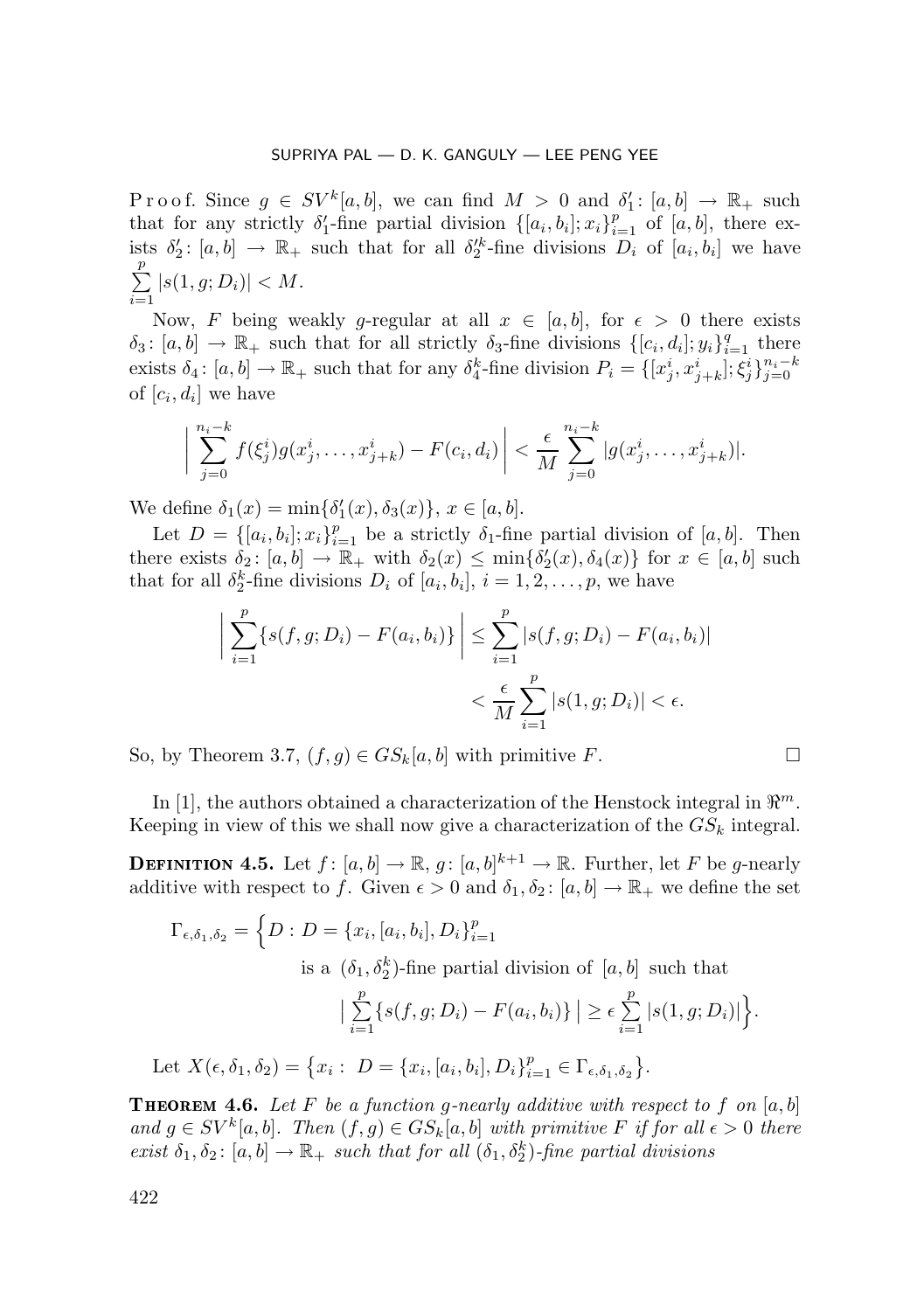P r o o f. Since $g \in SV^k[a,b]$, we can find $M > 0$ and $\delta_1'\colon [a,b] \to \mathbb{R}_+$ such that for any strictly $\delta_1'$-fine partial division $\{[a_i,b_i]; x_i\}_{i=1}^p$ of $[a,b]$, there exists $\delta_2'\colon [a,b] \to \mathbb{R}_+$ such that for all $\delta_2'^k$-fine divisions $D_i$ of $[a_i,b_i]$ we have $\sum_{i=1}^{p} |s(1,g;D_i)| < M$.

Now, $F$ being weakly $g$-regular at all $x \in [a,b]$, for $\epsilon > 0$ there exists $\delta_3\colon [a,b] \to \mathbb{R}_+$ such that for all strictly $\delta_3$-fine divisions $\{[c_i,d_i]; y_i\}_{i=1}^q$ there exists $\delta_4\colon [a,b] \to \mathbb{R}_+$ such that for any $\delta_4^k$-fine division $P_i = \{[x_j^i, x_{j+k}^i]; \xi_j^i\}_{j=0}^{n_i-k}$ of $[c_i,d_i]$ we have

$$\Big| \sum_{j=0}^{n_i-k} f(\xi_j^i) g(x_j^i, \dots, x_{j+k}^i) - F(c_i,d_i) \Big| < \frac{\epsilon}{M} \sum_{j=0}^{n_i-k} |g(x_j^i, \dots, x_{j+k}^i)|.$$

We define $\delta_1(x) = \min\{\delta_1'(x), \delta_3(x)\}$, $x \in [a,b]$.

Let $D = \{[a_i,b_i]; x_i\}_{i=1}^p$ be a strictly $\delta_1$-fine partial division of $[a,b]$. Then there exists $\delta_2\colon [a,b] \to \mathbb{R}_+$ with $\delta_2(x) \le \min\{\delta_2'(x), \delta_4(x)\}$ for $x \in [a,b]$ such that for all $\delta_2^k$-fine divisions $D_i$ of $[a_i,b_i]$, $i = 1, 2, \dots, p$, we have

$$\begin{aligned}
\Big| \sum_{i=1}^{p} \{s(f,g;D_i) - F(a_i,b_i)\} \Big| &\le \sum_{i=1}^{p} |s(f,g;D_i) - F(a_i,b_i)| \\
&< \frac{\epsilon}{M} \sum_{i=1}^{p} |s(1,g;D_i)| < \epsilon.
\end{aligned}$$

So, by Theorem 3.7, $(f,g) \in GS_k[a,b]$ with primitive $F$. $\square$

In [1], the authors obtained a characterization of the Henstock integral in $\Re^m$. Keeping in view of this we shall now give a characterization of the $GS_k$ integral.

**Definition 4.5.** Let $f\colon [a,b] \to \mathbb{R}$, $g\colon [a,b]^{k+1} \to \mathbb{R}$. Further, let $F$ be $g$-nearly additive with respect to $f$. Given $\epsilon > 0$ and $\delta_1, \delta_2\colon [a,b] \to \mathbb{R}_+$ we define the set

$$\begin{aligned}
\Gamma_{\epsilon,\delta_1,\delta_2} = \Big\{ D : D = \{x_i, [a_i,b_i], D_i\}_{i=1}^p \\
&\text{is a } (\delta_1, \delta_2^k)\text{-fine partial division of } [a,b] \text{ such that} \\
&\Big| \sum_{i=1}^{p} \{s(f,g;D_i) - F(a_i,b_i)\} \Big| \ge \epsilon \sum_{i=1}^{p} |s(1,g;D_i)| \Big\}.
\end{aligned}$$

Let $X(\epsilon, \delta_1, \delta_2) = \big\{ x_i : \ D = \{x_i, [a_i,b_i], D_i\}_{i=1}^p \in \Gamma_{\epsilon,\delta_1,\delta_2} \big\}$.

**Theorem 4.6.** *Let $F$ be a function $g$-nearly additive with respect to $f$ on $[a,b]$ and $g \in SV^k[a,b]$. Then $(f,g) \in GS_k[a,b]$ with primitive $F$ if for all $\epsilon > 0$ there exist $\delta_1, \delta_2\colon [a,b] \to \mathbb{R}_+$ such that for all $(\delta_1, \delta_2^k)$-fine partial divisions*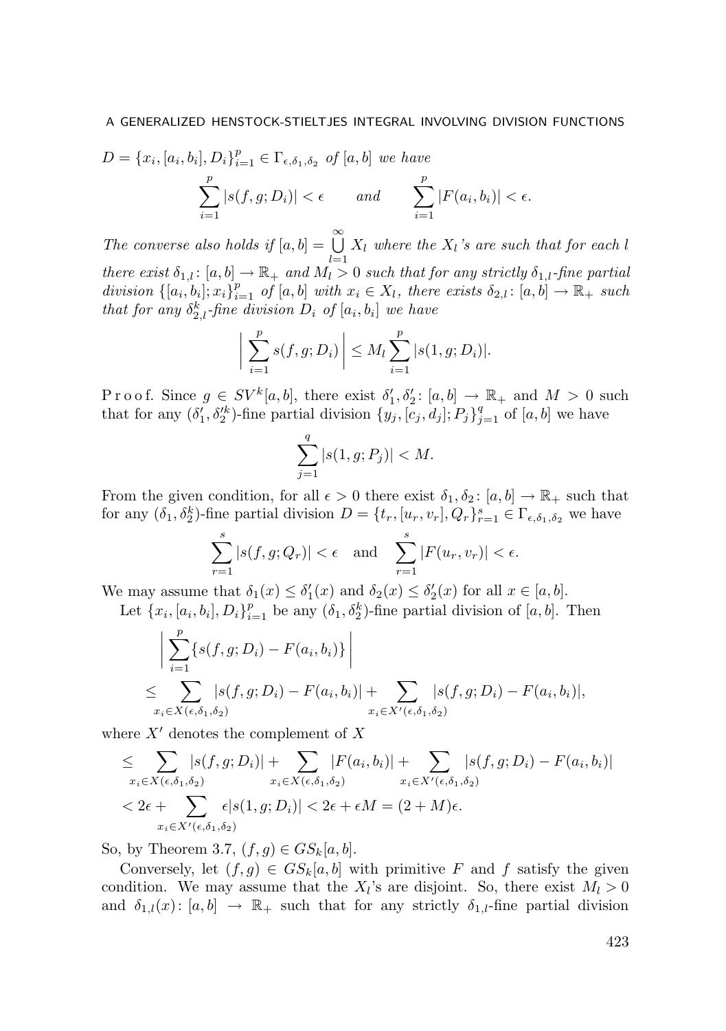*$D = \{x_i, [a_i, b_i], D_i\}_{i=1}^p \in \Gamma_{\epsilon,\delta_1,\delta_2}$ of $[a,b]$ we have*

$$\sum_{i=1}^p |s(f,g;D_i)| < \epsilon \qquad \text{and} \qquad \sum_{i=1}^p |F(a_i,b_i)| < \epsilon.$$

*The converse also holds if $[a,b] = \bigcup_{l=1}^{\infty} X_l$ where the $X_l$'s are such that for each $l$ there exist $\delta_{1,l}\colon [a,b] \to \mathbb{R}_+$ and $M_l > 0$ such that for any strictly $\delta_{1,l}$-fine partial division $\{[a_i,b_i];x_i\}_{i=1}^p$ of $[a,b]$ with $x_i \in X_l$, there exists $\delta_{2,l}\colon [a,b] \to \mathbb{R}_+$ such that for any $\delta_{2,l}^k$-fine division $D_i$ of $[a_i,b_i]$ we have*

$$\Bigl| \sum_{i=1}^p s(f,g;D_i) \Bigr| \le M_l \sum_{i=1}^p |s(1,g;D_i)|.$$

Proof. Since $g \in SV^k[a,b]$, there exist $\delta_1', \delta_2'\colon [a,b] \to \mathbb{R}_+$ and $M > 0$ such that for any $(\delta_1', \delta_2'^k)$-fine partial division $\{y_j, [c_j,d_j]; P_j\}_{j=1}^q$ of $[a,b]$ we have

$$\sum_{j=1}^q |s(1,g;P_j)| < M.$$

From the given condition, for all $\epsilon > 0$ there exist $\delta_1, \delta_2\colon [a,b] \to \mathbb{R}_+$ such that for any $(\delta_1, \delta_2^k)$-fine partial division $D = \{t_r, [u_r,v_r], Q_r\}_{r=1}^s \in \Gamma_{\epsilon,\delta_1,\delta_2}$ we have

$$\sum_{r=1}^s |s(f,g;Q_r)| < \epsilon \quad \text{and} \quad \sum_{r=1}^s |F(u_r,v_r)| < \epsilon.$$

We may assume that $\delta_1(x) \le \delta_1'(x)$ and $\delta_2(x) \le \delta_2'(x)$ for all $x \in [a,b]$.

Let $\{x_i, [a_i,b_i], D_i\}_{i=1}^p$ be any $(\delta_1, \delta_2^k)$-fine partial division of $[a,b]$. Then

$$\begin{aligned}
&\Bigl| \sum_{i=1}^p \{s(f,g;D_i) - F(a_i,b_i)\} \Bigr| \\
&\le \sum_{x_i \in X(\epsilon,\delta_1,\delta_2)} |s(f,g;D_i) - F(a_i,b_i)| + \sum_{x_i \in X'(\epsilon,\delta_1,\delta_2)} |s(f,g;D_i) - F(a_i,b_i)|,
\end{aligned}$$

where $X'$ denotes the complement of $X$

$$\begin{aligned}
&\le \sum_{x_i \in X(\epsilon,\delta_1,\delta_2)} |s(f,g;D_i)| + \sum_{x_i \in X(\epsilon,\delta_1,\delta_2)} |F(a_i,b_i)| + \sum_{x_i \in X'(\epsilon,\delta_1,\delta_2)} |s(f,g;D_i) - F(a_i,b_i)| \\
&< 2\epsilon + \sum_{x_i \in X'(\epsilon,\delta_1,\delta_2)} \epsilon |s(1,g;D_i)| < 2\epsilon + \epsilon M = (2+M)\epsilon.
\end{aligned}$$

So, by Theorem 3.7, $(f,g) \in GS_k[a,b]$.

Conversely, let $(f,g) \in GS_k[a,b]$ with primitive $F$ and $f$ satisfy the given condition. We may assume that the $X_l$'s are disjoint. So, there exist $M_l > 0$ and $\delta_{1,l}(x)\colon [a,b] \to \mathbb{R}_+$ such that for any strictly $\delta_{1,l}$-fine partial division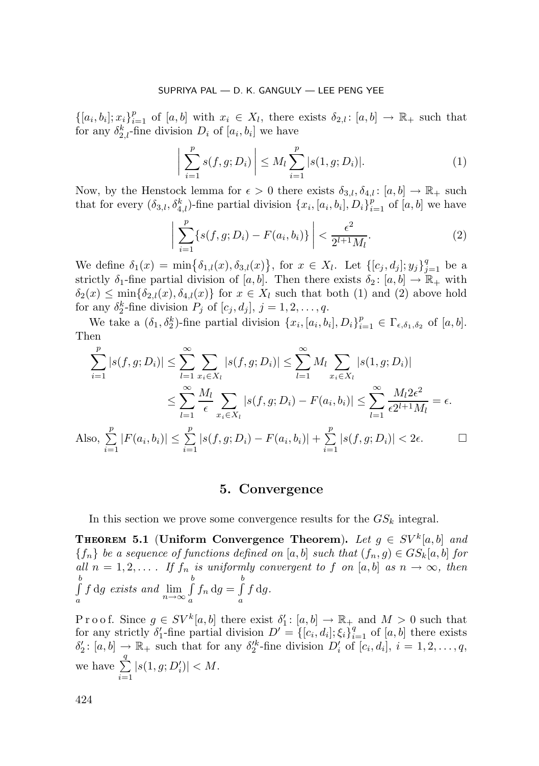$\{[a_i,b_i];x_i\}_{i=1}^p$ of $[a,b]$ with $x_i \in X_l$, there exists $\delta_{2,l}\colon [a,b] \to \mathbb{R}_+$ such that for any $\delta_{2,l}^k$-fine division $D_i$ of $[a_i,b_i]$ we have

$$\Big| \sum_{i=1}^{p} s(f,g;D_i) \Big| \le M_l \sum_{i=1}^{p} |s(1,g;D_i)|. \tag{1}$$

Now, by the Henstock lemma for $\epsilon > 0$ there exists $\delta_{3,l}, \delta_{4,l}\colon [a,b] \to \mathbb{R}_+$ such that for every $(\delta_{3,l}, \delta_{4,l}^k)$-fine partial division $\{x_i,[a_i,b_i],D_i\}_{i=1}^p$ of $[a,b]$ we have

$$\Big| \sum_{i=1}^{p} \{s(f,g;D_i) - F(a_i,b_i)\} \Big| < \frac{\epsilon^2}{2^{l+1}M_l}. \tag{2}$$

We define $\delta_1(x) = \min\{\delta_{1,l}(x), \delta_{3,l}(x)\}$, for $x \in X_l$. Let $\{[c_j,d_j];y_j\}_{j=1}^q$ be a strictly $\delta_1$-fine partial division of $[a,b]$. Then there exists $\delta_2\colon [a,b] \to \mathbb{R}_+$ with $\delta_2(x) \le \min\{\delta_{2,l}(x), \delta_{4,l}(x)\}$ for $x \in X_l$ such that both (1) and (2) above hold for any $\delta_2^k$-fine division $P_j$ of $[c_j,d_j]$, $j = 1,2,\ldots,q$.

We take a $(\delta_1, \delta_2^k)$-fine partial division $\{x_i,[a_i,b_i],D_i\}_{i=1}^p \in \Gamma_{\epsilon,\delta_1,\delta_2}$ of $[a,b]$. Then

$$\begin{aligned}
\sum_{i=1}^{p} |s(f,g;D_i)| &\le \sum_{l=1}^{\infty} \sum_{x_i \in X_l} |s(f,g;D_i)| \le \sum_{l=1}^{\infty} M_l \sum_{x_i \in X_l} |s(1,g;D_i)| \\
&\le \sum_{l=1}^{\infty} \frac{M_l}{\epsilon} \sum_{x_i \in X_l} |s(f,g;D_i) - F(a_i,b_i)| \le \sum_{l=1}^{\infty} \frac{M_l 2\epsilon^2}{\epsilon 2^{l+1} M_l} = \epsilon.
\end{aligned}$$

Also, $\sum\limits_{i=1}^{p} |F(a_i,b_i)| \le \sum\limits_{i=1}^{p} |s(f,g;D_i) - F(a_i,b_i)| + \sum\limits_{i=1}^{p} |s(f,g;D_i)| < 2\epsilon.$ □

## 5. Convergence

In this section we prove some convergence results for the $GS_k$ integral.

**Theorem 5.1 (Uniform Convergence Theorem).** *Let $g \in SV^k[a,b]$ and $\{f_n\}$ be a sequence of functions defined on $[a,b]$ such that $(f_n,g) \in GS_k[a,b]$ for all $n = 1,2,\ldots$. If $f_n$ is uniformly convergent to $f$ on $[a,b]$ as $n \to \infty$, then $\int_a^b f \,\mathrm{d}g$ exists and $\lim\limits_{n\to\infty} \int_a^b f_n \,\mathrm{d}g = \int_a^b f \,\mathrm{d}g$.*

Proof. Since $g \in SV^k[a,b]$ there exist $\delta_1'\colon [a,b] \to \mathbb{R}_+$ and $M > 0$ such that for any strictly $\delta_1'$-fine partial division $D' = \{[c_i,d_i];\xi_i\}_{i=1}^q$ of $[a,b]$ there exists $\delta_2'\colon [a,b] \to \mathbb{R}_+$ such that for any $\delta_2'^k$-fine division $D_i'$ of $[c_i,d_i]$, $i = 1,2,\ldots,q$, we have $\sum\limits_{i=1}^{q} |s(1,g;D_i')| < M$.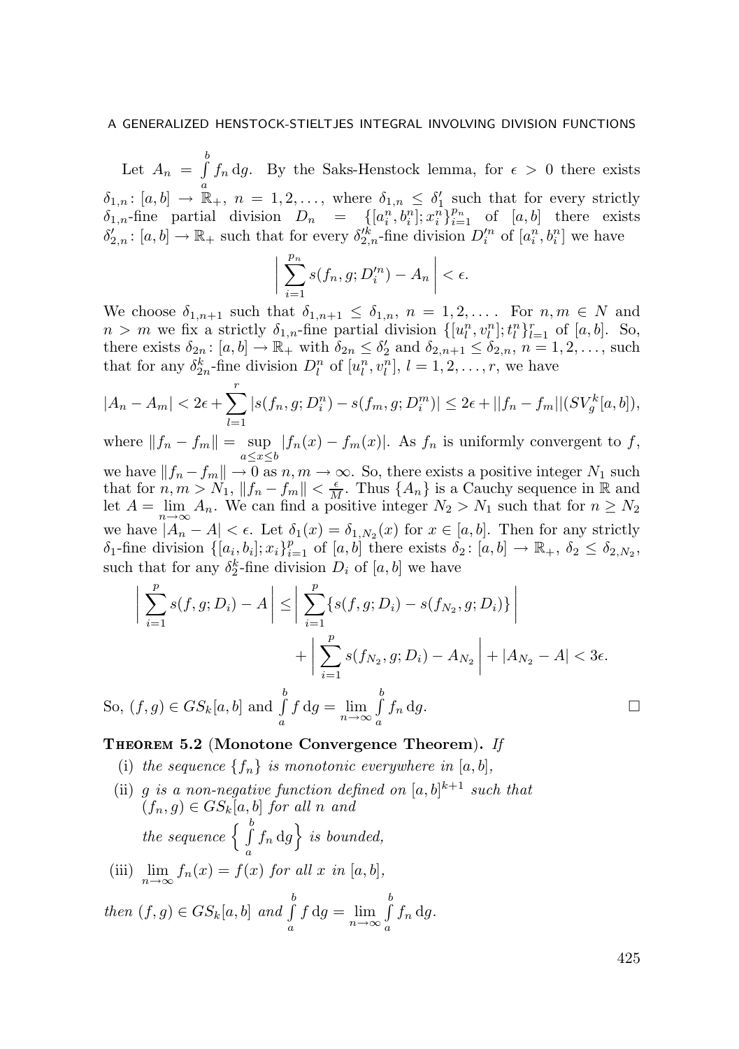Let $A_n = \int\limits_a^b f_n \, dg$. By the Saks-Henstock lemma, for $\epsilon > 0$ there exists $\delta_{1,n} \colon [a,b] \to \mathbb{R}_+$, $n = 1, 2, \ldots$, where $\delta_{1,n} \leq \delta_1'$ such that for every strictly $\delta_{1,n}$-fine partial division $D_n = \{[a_i^n, b_i^n]; x_i^n\}_{i=1}^{p_n}$ of $[a,b]$ there exists $\delta_{2,n}' \colon [a,b] \to \mathbb{R}_+$ such that for every $\delta_{2,n}'^k$-fine division $D_i'^n$ of $[a_i^n, b_i^n]$ we have

$$\left| \sum_{i=1}^{p_n} s(f_n, g; D_i'^n) - A_n \right| < \epsilon.$$

We choose $\delta_{1,n+1}$ such that $\delta_{1,n+1} \leq \delta_{1,n}$, $n = 1, 2, \ldots$. For $n, m \in N$ and $n > m$ we fix a strictly $\delta_{1,n}$-fine partial division $\{[u_l^n, v_l^n]; t_l^n\}_{l=1}^r$ of $[a,b]$. So, there exists $\delta_{2n} \colon [a,b] \to \mathbb{R}_+$ with $\delta_{2n} \leq \delta_2'$ and $\delta_{2,n+1} \leq \delta_{2,n}$, $n = 1, 2, \ldots$, such that for any $\delta_{2n}^k$-fine division $D_l^n$ of $[u_l^n, v_l^n]$, $l = 1, 2, \ldots, r$, we have

$$|A_n - A_m| < 2\epsilon + \sum_{l=1}^{r} |s(f_n, g; D_i^n) - s(f_m, g; D_i^m)| \leq 2\epsilon + ||f_n - f_m||(SV_g^k[a,b]),$$

where $\|f_n - f_m\| = \sup\limits_{a \leq x \leq b} |f_n(x) - f_m(x)|$. As $f_n$ is uniformly convergent to $f$, we have $\|f_n - f_m\| \to 0$ as $n, m \to \infty$. So, there exists a positive integer $N_1$ such that for $n, m > N_1$, $\|f_n - f_m\| < \frac{\epsilon}{M}$. Thus $\{A_n\}$ is a Cauchy sequence in $\mathbb{R}$ and let $A = \lim\limits_{n\to\infty} A_n$. We can find a positive integer $N_2 > N_1$ such that for $n \geq N_2$ we have $|A_n - A| < \epsilon$. Let $\delta_1(x) = \delta_{1,N_2}(x)$ for $x \in [a,b]$. Then for any strictly $\delta_1$-fine division $\{[a_i, b_i]; x_i\}_{i=1}^p$ of $[a,b]$ there exists $\delta_2 \colon [a,b] \to \mathbb{R}_+$, $\delta_2 \leq \delta_{2,N_2}$, such that for any $\delta_2^k$-fine division $D_i$ of $[a,b]$ we have

$$\begin{aligned} \left| \sum_{i=1}^{p} s(f, g; D_i) - A \right| &\leq \left| \sum_{i=1}^{p} \{s(f, g; D_i) - s(f_{N_2}, g; D_i)\} \right| \\ &\quad + \left| \sum_{i=1}^{p} s(f_{N_2}, g; D_i) - A_{N_2} \right| + |A_{N_2} - A| < 3\epsilon. \end{aligned}$$

So, $(f, g) \in GS_k[a,b]$ and $\int\limits_a^b f \, dg = \lim\limits_{n\to\infty} \int\limits_a^b f_n \, dg$. $\square$

**Theorem 5.2** **(Monotone Convergence Theorem).** *If*

(i) *the sequence $\{f_n\}$ is monotonic everywhere in $[a,b]$,*

(ii) *$g$ is a non-negative function defined on $[a,b]^{k+1}$ such that $(f_n, g) \in GS_k[a,b]$ for all $n$ and the sequence $\left\{ \int\limits_a^b f_n \, dg \right\}$ is bounded,*

(iii) *$\lim\limits_{n\to\infty} f_n(x) = f(x)$ for all $x$ in $[a,b]$,*

*then $(f, g) \in GS_k[a,b]$ and $\int\limits_a^b f \, dg = \lim\limits_{n\to\infty} \int\limits_a^b f_n \, dg$.*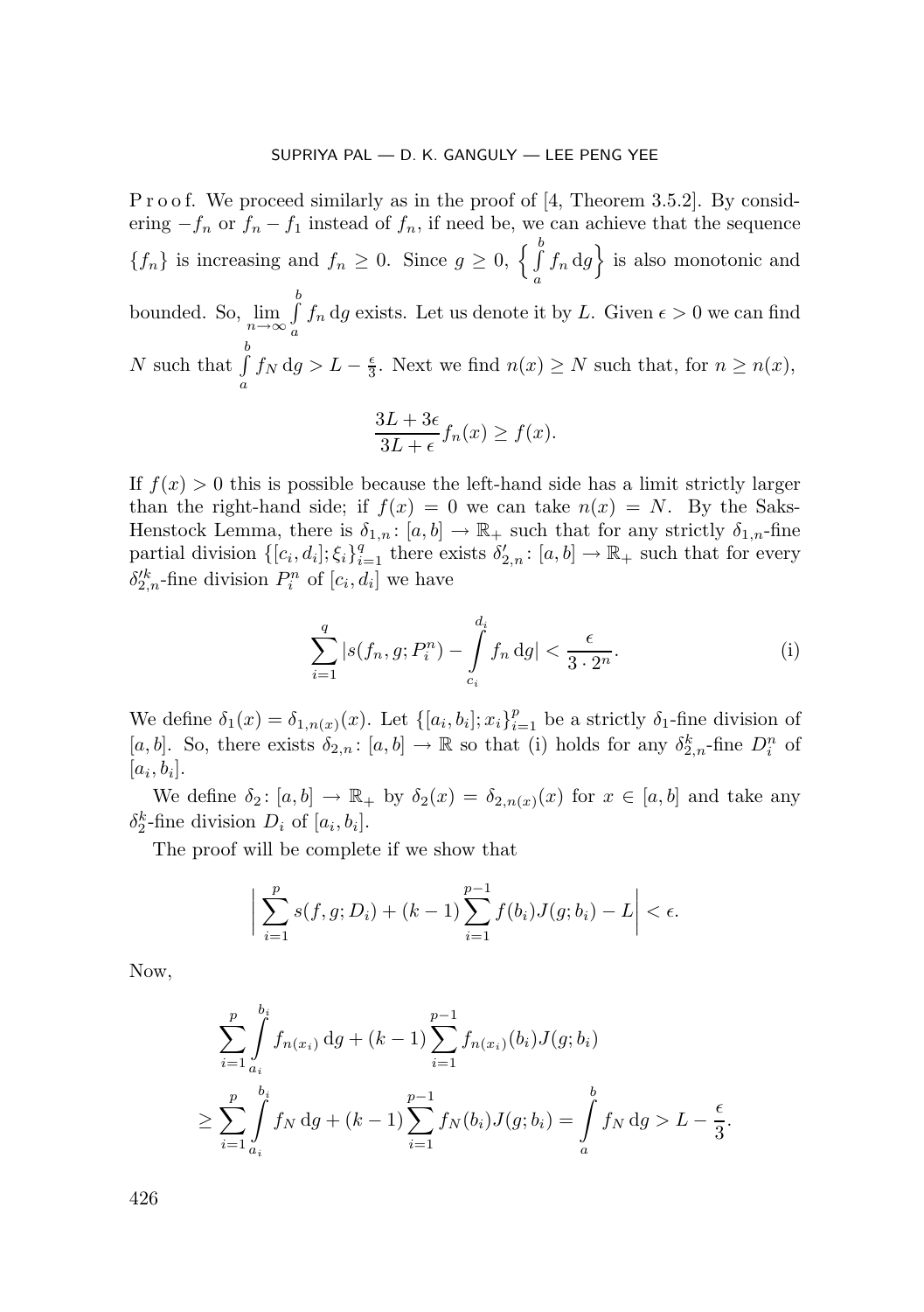P r o o f. We proceed similarly as in the proof of [4, Theorem 3.5.2]. By considering $-f_n$ or $f_n - f_1$ instead of $f_n$, if need be, we can achieve that the sequence $\{f_n\}$ is increasing and $f_n \geq 0$. Since $g \geq 0$, $\Big\{ \int_a^b f_n \,\mathrm{d}g \Big\}$ is also monotonic and bounded. So, $\lim\limits_{n\to\infty} \int_a^b f_n \,\mathrm{d}g$ exists. Let us denote it by $L$. Given $\epsilon > 0$ we can find $N$ such that $\int_a^b f_N \,\mathrm{d}g > L - \frac{\epsilon}{3}$. Next we find $n(x) \geq N$ such that, for $n \geq n(x)$,

$$\frac{3L + 3\epsilon}{3L + \epsilon} f_n(x) \geq f(x).$$

If $f(x) > 0$ this is possible because the left-hand side has a limit strictly larger than the right-hand side; if $f(x) = 0$ we can take $n(x) = N$. By the Saks-Henstock Lemma, there is $\delta_{1,n}\colon [a,b] \to \mathbb{R}_+$ such that for any strictly $\delta_{1,n}$-fine partial division $\{[c_i, d_i]; \xi_i\}_{i=1}^q$ there exists $\delta'_{2,n}\colon [a,b] \to \mathbb{R}_+$ such that for every $\delta'^k_{2,n}$-fine division $P_i^n$ of $[c_i, d_i]$ we have

$$\sum_{i=1}^q |s(f_n, g; P_i^n) - \int_{c_i}^{d_i} f_n \,\mathrm{d}g| < \frac{\epsilon}{3 \cdot 2^n}. \tag{i}$$

We define $\delta_1(x) = \delta_{1,n(x)}(x)$. Let $\{[a_i, b_i]; x_i\}_{i=1}^p$ be a strictly $\delta_1$-fine division of $[a,b]$. So, there exists $\delta_{2,n}\colon [a,b] \to \mathbb{R}$ so that (i) holds for any $\delta_{2,n}^k$-fine $D_i^n$ of $[a_i, b_i]$.

We define $\delta_2\colon [a,b] \to \mathbb{R}_+$ by $\delta_2(x) = \delta_{2,n(x)}(x)$ for $x \in [a,b]$ and take any $\delta_2^k$-fine division $D_i$ of $[a_i, b_i]$.

The proof will be complete if we show that

$$\Big| \sum_{i=1}^p s(f, g; D_i) + (k-1) \sum_{i=1}^{p-1} f(b_i) J(g; b_i) - L \Big| < \epsilon.$$

Now,

$$\begin{aligned}
&\sum_{i=1}^p \int_{a_i}^{b_i} f_{n(x_i)} \,\mathrm{d}g + (k-1) \sum_{i=1}^{p-1} f_{n(x_i)}(b_i) J(g; b_i) \\
\geq &\sum_{i=1}^p \int_{a_i}^{b_i} f_N \,\mathrm{d}g + (k-1) \sum_{i=1}^{p-1} f_N(b_i) J(g; b_i) = \int_a^b f_N \,\mathrm{d}g > L - \frac{\epsilon}{3}.
\end{aligned}$$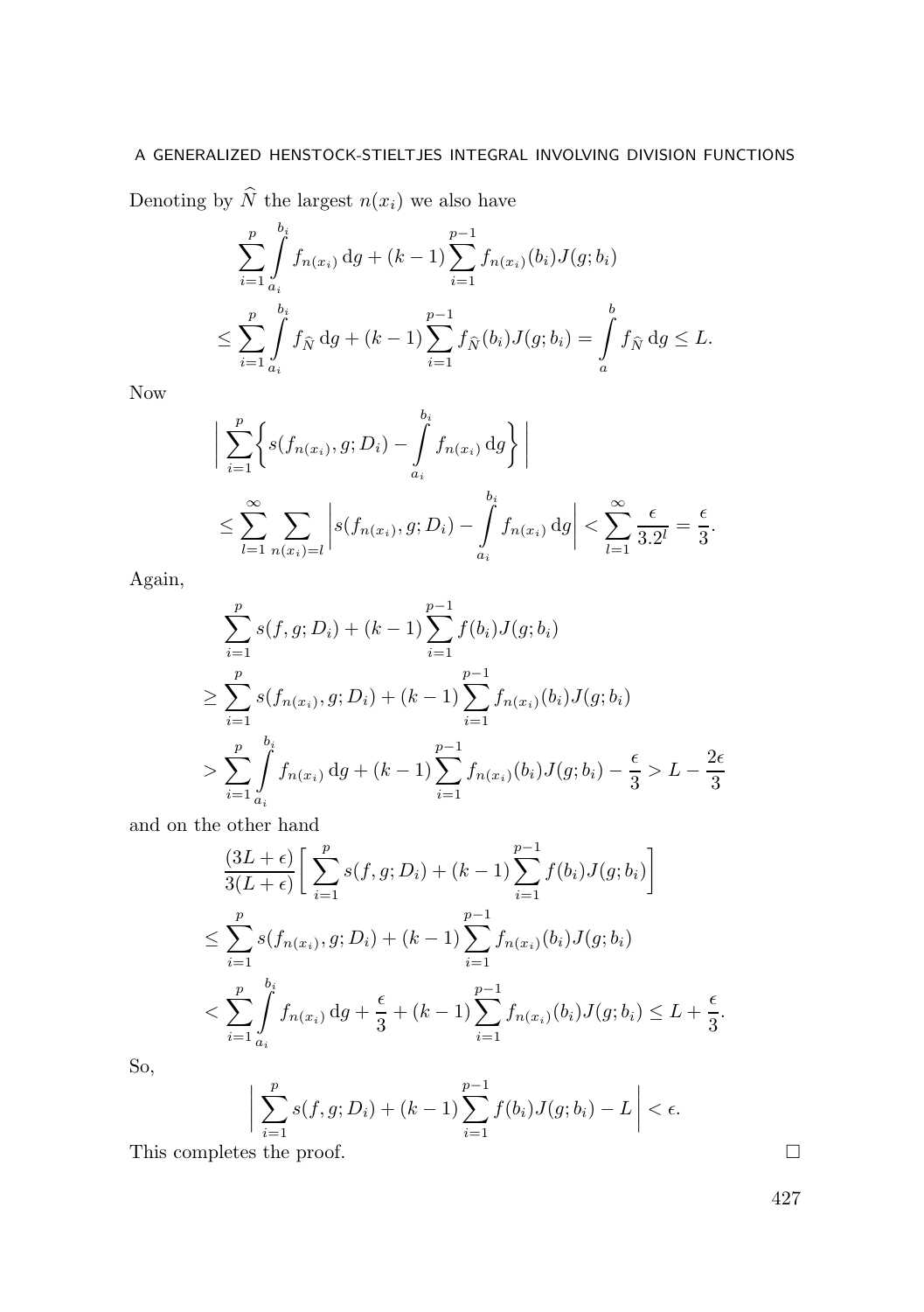Denoting by $\widehat{N}$ the largest $n(x_i)$ we also have

$$\sum_{i=1}^{p} \int_{a_i}^{b_i} f_{n(x_i)} \, \mathrm{d}g + (k-1) \sum_{i=1}^{p-1} f_{n(x_i)}(b_i) J(g; b_i)$$

$$\leq \sum_{i=1}^{p} \int_{a_i}^{b_i} f_{\widehat{N}} \, \mathrm{d}g + (k-1) \sum_{i=1}^{p-1} f_{\widehat{N}}(b_i) J(g; b_i) = \int_{a}^{b} f_{\widehat{N}} \, \mathrm{d}g \leq L.$$

Now

$$\Big| \sum_{i=1}^{p} \Big\{ s(f_{n(x_i)}, g; D_i) - \int_{a_i}^{b_i} f_{n(x_i)} \, \mathrm{d}g \Big\} \Big|$$

$$\leq \sum_{l=1}^{\infty} \sum_{n(x_i)=l} \left| s(f_{n(x_i)}, g; D_i) - \int_{a_i}^{b_i} f_{n(x_i)} \, \mathrm{d}g \right| < \sum_{l=1}^{\infty} \frac{\epsilon}{3.2^l} = \frac{\epsilon}{3}.$$

Again,

$$\sum_{i=1}^{p} s(f, g; D_i) + (k-1) \sum_{i=1}^{p-1} f(b_i) J(g; b_i)$$

$$\geq \sum_{i=1}^{p} s(f_{n(x_i)}, g; D_i) + (k-1) \sum_{i=1}^{p-1} f_{n(x_i)}(b_i) J(g; b_i)$$

$$> \sum_{i=1}^{p} \int_{a_i}^{b_i} f_{n(x_i)} \, \mathrm{d}g + (k-1) \sum_{i=1}^{p-1} f_{n(x_i)}(b_i) J(g; b_i) - \frac{\epsilon}{3} > L - \frac{2\epsilon}{3}$$

and on the other hand

$$\frac{(3L+\epsilon)}{3(L+\epsilon)} \Big[ \sum_{i=1}^{p} s(f, g; D_i) + (k-1) \sum_{i=1}^{p-1} f(b_i) J(g; b_i) \Big]$$

$$\leq \sum_{i=1}^{p} s(f_{n(x_i)}, g; D_i) + (k-1) \sum_{i=1}^{p-1} f_{n(x_i)}(b_i) J(g; b_i)$$

$$< \sum_{i=1}^{p} \int_{a_i}^{b_i} f_{n(x_i)} \, \mathrm{d}g + \frac{\epsilon}{3} + (k-1) \sum_{i=1}^{p-1} f_{n(x_i)}(b_i) J(g; b_i) \leq L + \frac{\epsilon}{3}.$$

So,

$$\Big| \sum_{i=1}^{p} s(f, g; D_i) + (k-1) \sum_{i=1}^{p-1} f(b_i) J(g; b_i) - L \Big| < \epsilon.$$

This completes the proof. $\square$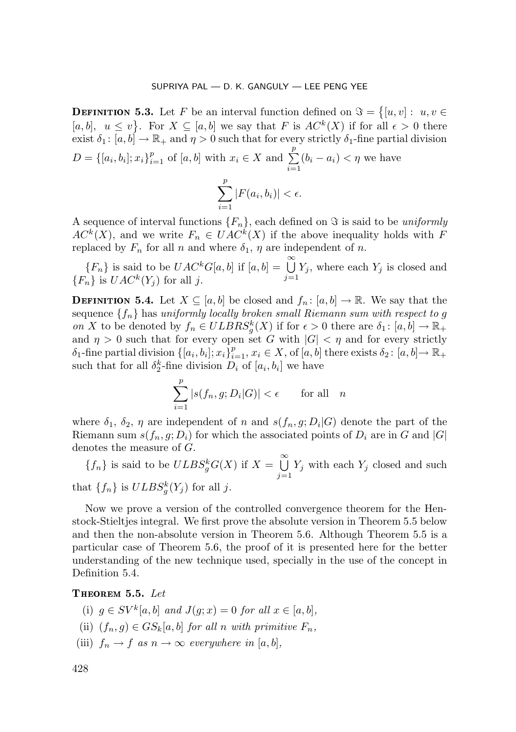**Definition 5.3.** Let $F$ be an interval function defined on $\Im = \{[u,v] : u, v \in [a,b], u \le v\}$. For $X \subseteq [a,b]$ we say that $F$ is $AC^k(X)$ if for all $\epsilon > 0$ there exist $\delta_1 : [a,b] \to \mathbb{R}_+$ and $\eta > 0$ such that for every strictly $\delta_1$-fine partial division $D = \{[a_i, b_i]; x_i\}_{i=1}^p$ of $[a,b]$ with $x_i \in X$ and $\sum_{i=1}^p (b_i - a_i) < \eta$ we have

$$\sum_{i=1}^p |F(a_i, b_i)| < \epsilon.$$

A sequence of interval functions $\{F_n\}$, each defined on $\Im$ is said to be *uniformly* $AC^k(X)$, and we write $F_n \in UAC^k(X)$ if the above inequality holds with $F$ replaced by $F_n$ for all $n$ and where $\delta_1$, $\eta$ are independent of $n$.

$\{F_n\}$ is said to be $UAC^kG[a,b]$ if $[a,b] = \bigcup_{j=1}^\infty Y_j$, where each $Y_j$ is closed and $\{F_n\}$ is $UAC^k(Y_j)$ for all $j$.

**Definition 5.4.** Let $X \subseteq [a,b]$ be closed and $f_n : [a,b] \to \mathbb{R}$. We say that the sequence $\{f_n\}$ has *uniformly locally broken small Riemann sum with respect to* $g$ *on* $X$ to be denoted by $f_n \in ULBRS_g^k(X)$ if for $\epsilon > 0$ there are $\delta_1 : [a,b] \to \mathbb{R}_+$ and $\eta > 0$ such that for every open set $G$ with $|G| < \eta$ and for every strictly $\delta_1$-fine partial division $\{[a_i, b_i]; x_i\}_{i=1}^p$, $x_i \in X$, of $[a,b]$ there exists $\delta_2 : [a,b] \to \mathbb{R}_+$ such that for all $\delta_2^k$-fine division $D_i$ of $[a_i, b_i]$ we have

$$\sum_{i=1}^p |s(f_n, g; D_i|G)| < \epsilon \qquad \text{for all} \quad n$$

where $\delta_1$, $\delta_2$, $\eta$ are independent of $n$ and $s(f_n, g; D_i|G)$ denote the part of the Riemann sum $s(f_n, g; D_i)$ for which the associated points of $D_i$ are in $G$ and $|G|$ denotes the measure of $G$.

$\{f_n\}$ is said to be $ULBS_g^kG(X)$ if $X = \bigcup_{j=1}^\infty Y_j$ with each $Y_j$ closed and such that $\{f_n\}$ is $ULBS_g^k(Y_j)$ for all $j$.

Now we prove a version of the controlled convergence theorem for the Henstock-Stieltjes integral. We first prove the absolute version in Theorem 5.5 below and then the non-absolute version in Theorem 5.6. Although Theorem 5.5 is a particular case of Theorem 5.6, the proof of it is presented here for the better understanding of the new technique used, specially in the use of the concept in Definition 5.4.

**Theorem 5.5.** *Let*

(i) $g \in SV^k[a,b]$ *and* $J(g;x) = 0$ *for all* $x \in [a,b]$,

(ii) $(f_n, g) \in GS_k[a,b]$ *for all* $n$ *with primitive* $F_n$,

(iii) $f_n \to f$ *as* $n \to \infty$ *everywhere in* $[a,b]$,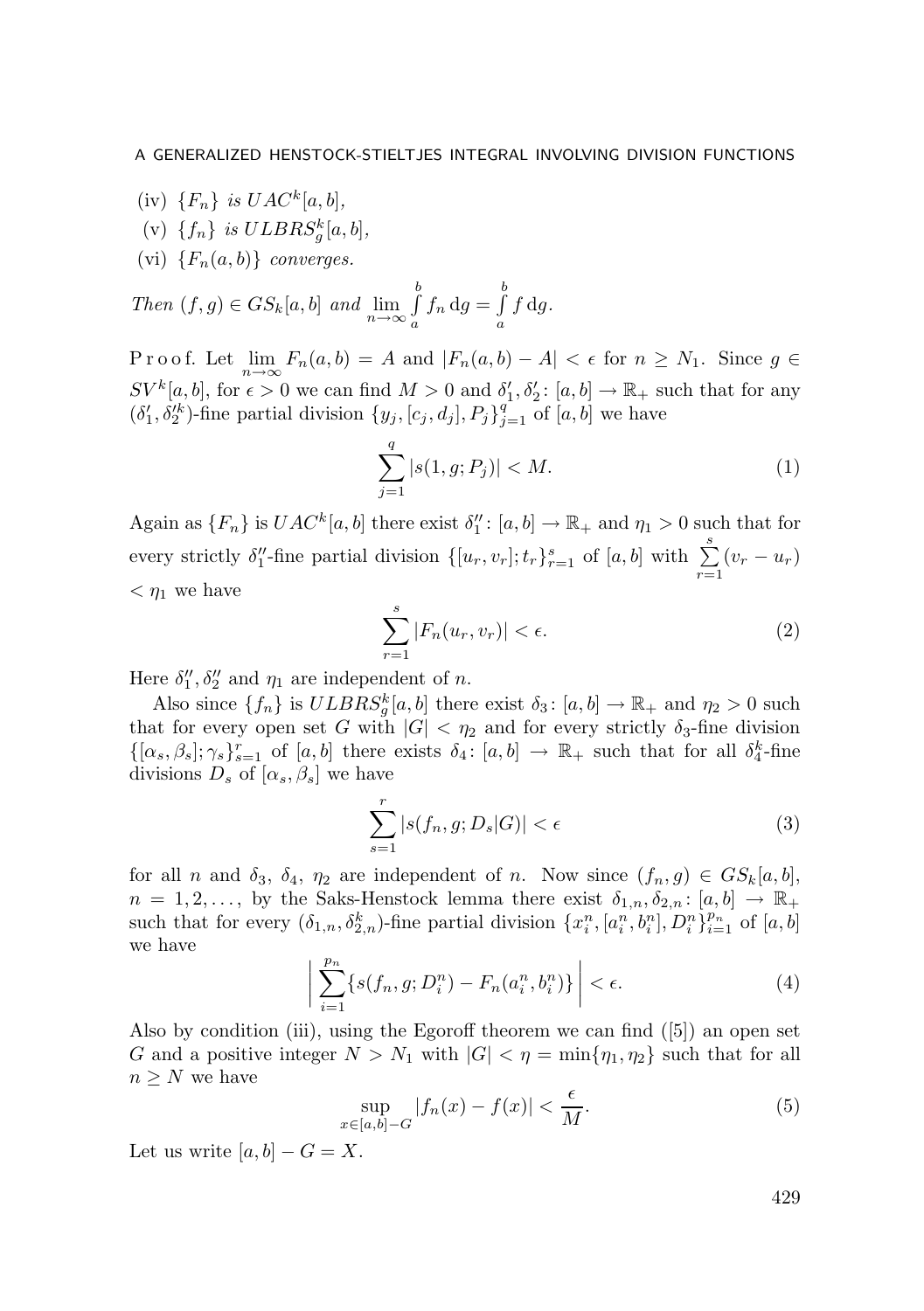(iv) $\{F_n\}$ *is* $UAC^k[a,b]$,

(v) $\{f_n\}$ *is* $ULBRS^k_g[a,b]$,

(vi) $\{F_n(a,b)\}$ *converges.*

*Then* $(f,g) \in GS_k[a,b]$ *and* $\lim\limits_{n\to\infty} \int\limits_a^b f_n \, \mathrm{d}g = \int\limits_a^b f \, \mathrm{d}g$.

P r o o f. Let $\lim\limits_{n\to\infty} F_n(a,b) = A$ and $|F_n(a,b) - A| < \epsilon$ for $n \geq N_1$. Since $g \in SV^k[a,b]$, for $\epsilon > 0$ we can find $M > 0$ and $\delta_1', \delta_2' \colon [a,b] \to \mathbb{R}_+$ such that for any $(\delta_1', \delta_2'^k)$-fine partial division $\{y_j, [c_j, d_j], P_j\}_{j=1}^q$ of $[a,b]$ we have

$$\sum_{j=1}^{q} |s(1, g; P_j)| < M. \tag{1}$$

Again as $\{F_n\}$ is $UAC^k[a,b]$ there exist $\delta_1'' \colon [a,b] \to \mathbb{R}_+$ and $\eta_1 > 0$ such that for every strictly $\delta_1''$-fine partial division $\{[u_r, v_r]; t_r\}_{r=1}^s$ of $[a,b]$ with $\sum\limits_{r=1}^{s} (v_r - u_r) < \eta_1$ we have

$$\sum_{r=1}^{s} |F_n(u_r, v_r)| < \epsilon. \tag{2}$$

Here $\delta_1'', \delta_2''$ and $\eta_1$ are independent of $n$.

Also since $\{f_n\}$ is $ULBRS^k_g[a,b]$ there exist $\delta_3 \colon [a,b] \to \mathbb{R}_+$ and $\eta_2 > 0$ such that for every open set $G$ with $|G| < \eta_2$ and for every strictly $\delta_3$-fine division $\{[\alpha_s, \beta_s]; \gamma_s\}_{s=1}^r$ of $[a,b]$ there exists $\delta_4 \colon [a,b] \to \mathbb{R}_+$ such that for all $\delta_4^k$-fine divisions $D_s$ of $[\alpha_s, \beta_s]$ we have

$$\sum_{s=1}^{r} |s(f_n, g; D_s | G)| < \epsilon \tag{3}$$

for all $n$ and $\delta_3$, $\delta_4$, $\eta_2$ are independent of $n$. Now since $(f_n, g) \in GS_k[a,b]$, $n = 1, 2, \ldots$, by the Saks-Henstock lemma there exist $\delta_{1,n}, \delta_{2,n} \colon [a,b] \to \mathbb{R}_+$ such that for every $(\delta_{1,n}, \delta_{2,n}^k)$-fine partial division $\{x_i^n, [a_i^n, b_i^n], D_i^n\}_{i=1}^{p_n}$ of $[a,b]$ we have

$$\left| \sum_{i=1}^{p_n} \{ s(f_n, g; D_i^n) - F_n(a_i^n, b_i^n) \} \right| < \epsilon. \tag{4}$$

Also by condition (iii), using the Egoroff theorem we can find ([5]) an open set $G$ and a positive integer $N > N_1$ with $|G| < \eta = \min\{\eta_1, \eta_2\}$ such that for all $n \geq N$ we have

$$\sup_{x \in [a,b] - G} |f_n(x) - f(x)| < \frac{\epsilon}{M}. \tag{5}$$

Let us write $[a,b] - G = X$.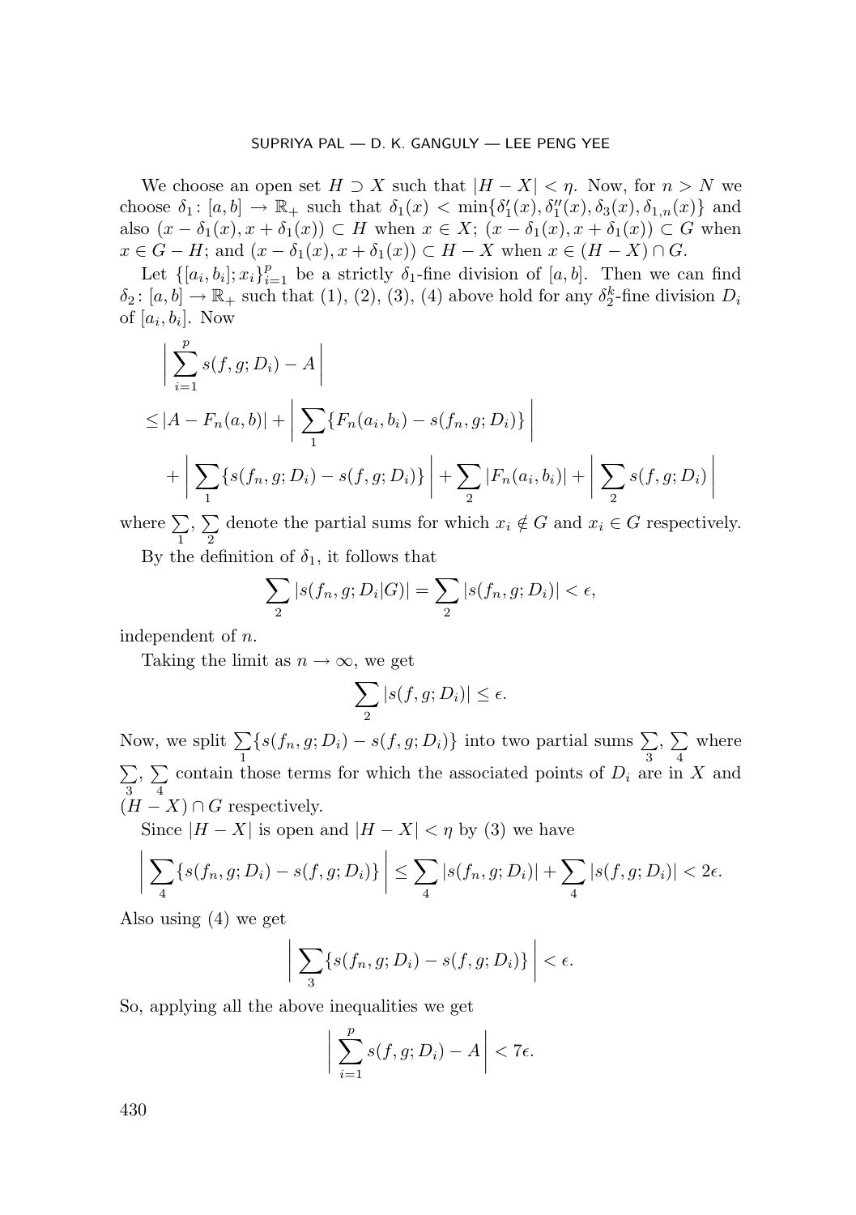We choose an open set $H \supset X$ such that $|H - X| < \eta$. Now, for $n > N$ we choose $\delta_1 \colon [a,b] \to \mathbb{R}_+$ such that $\delta_1(x) < \min\{\delta_1'(x), \delta_1''(x), \delta_3(x), \delta_{1,n}(x)\}$ and also $(x - \delta_1(x), x + \delta_1(x)) \subset H$ when $x \in X$; $(x - \delta_1(x), x + \delta_1(x)) \subset G$ when $x \in G - H$; and $(x - \delta_1(x), x + \delta_1(x)) \subset H - X$ when $x \in (H - X) \cap G$.

Let $\{[a_i, b_i]; x_i\}_{i=1}^{p}$ be a strictly $\delta_1$-fine division of $[a,b]$. Then we can find $\delta_2 \colon [a,b] \to \mathbb{R}_+$ such that (1), (2), (3), (4) above hold for any $\delta_2^k$-fine division $D_i$ of $[a_i, b_i]$. Now

$$
\begin{aligned}
&\Big| \sum_{i=1}^{p} s(f, g; D_i) - A \Big| \\
&\le |A - F_n(a,b)| + \Big| \sum_{1} \{F_n(a_i, b_i) - s(f_n, g; D_i)\} \Big| \\
&\quad + \Big| \sum_{1} \{s(f_n, g; D_i) - s(f, g; D_i)\} \Big| + \sum_{2} |F_n(a_i, b_i)| + \Big| \sum_{2} s(f, g; D_i) \Big|
\end{aligned}
$$

where $\sum\limits_1$, $\sum\limits_2$ denote the partial sums for which $x_i \notin G$ and $x_i \in G$ respectively.

By the definition of $\delta_1$, it follows that

$$
\sum_{2} |s(f_n, g; D_i|G)| = \sum_{2} |s(f_n, g; D_i)| < \epsilon,
$$

independent of $n$.

Taking the limit as $n \to \infty$, we get

$$
\sum_{2} |s(f, g; D_i)| \le \epsilon.
$$

Now, we split $\sum\limits_1 \{s(f_n, g; D_i) - s(f, g; D_i)\}$ into two partial sums $\sum\limits_3$, $\sum\limits_4$ where $\sum\limits_3$, $\sum\limits_4$ contain those terms for which the associated points of $D_i$ are in $X$ and $(H - X) \cap G$ respectively.

Since $|H - X|$ is open and $|H - X| < \eta$ by (3) we have

$$
\Big| \sum_{4} \{s(f_n, g; D_i) - s(f, g; D_i)\} \Big| \le \sum_{4} |s(f_n, g; D_i)| + \sum_{4} |s(f, g; D_i)| < 2\epsilon.
$$

Also using (4) we get

$$
\Big| \sum_{3} \{s(f_n, g; D_i) - s(f, g; D_i)\} \Big| < \epsilon.
$$

So, applying all the above inequalities we get

$$
\Big| \sum_{i=1}^{p} s(f, g; D_i) - A \Big| < 7\epsilon.
$$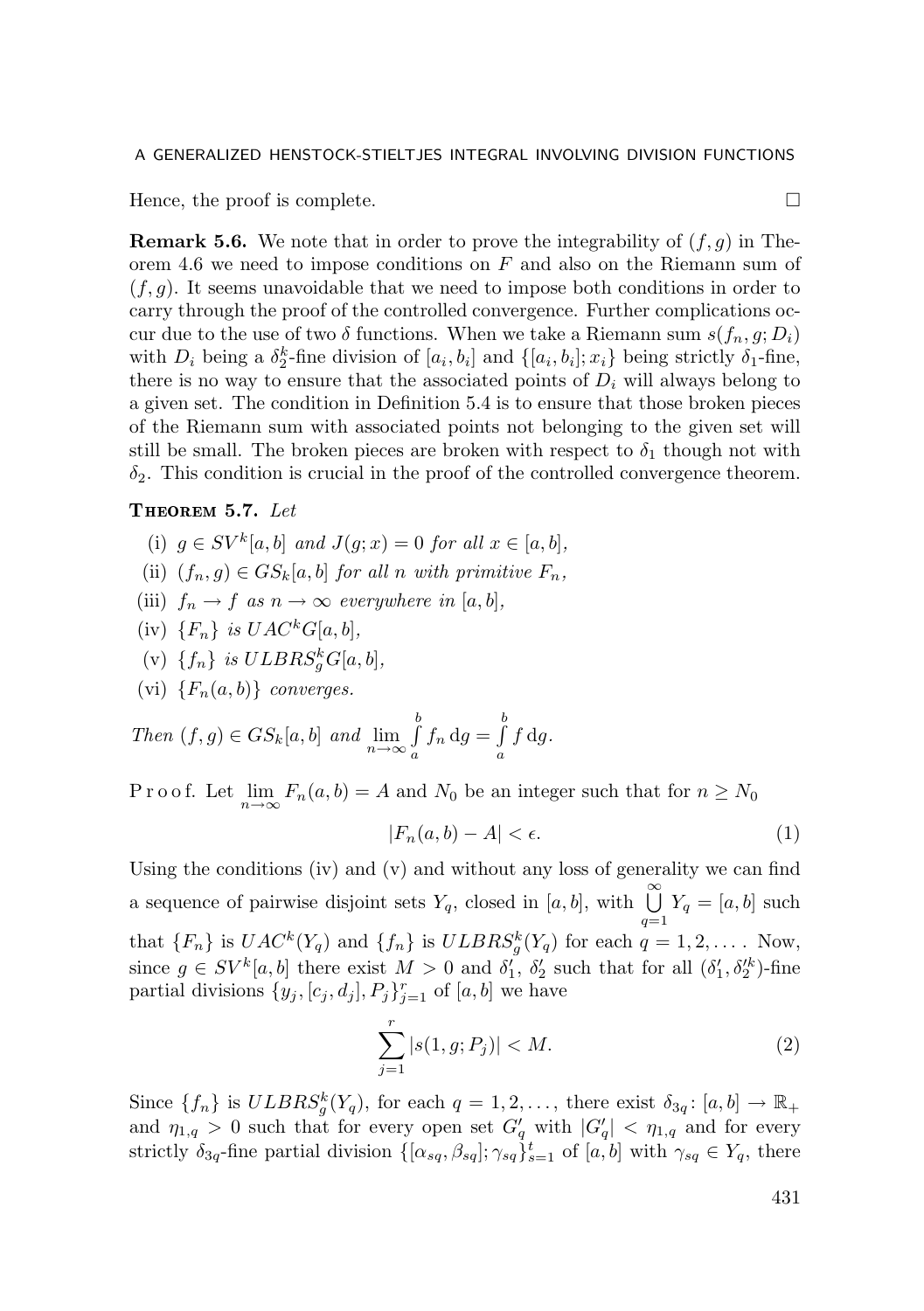Hence, the proof is complete. $\square$

**Remark 5.6.** We note that in order to prove the integrability of $(f, g)$ in Theorem 4.6 we need to impose conditions on $F$ and also on the Riemann sum of $(f, g)$. It seems unavoidable that we need to impose both conditions in order to carry through the proof of the controlled convergence. Further complications occur due to the use of two $\delta$ functions. When we take a Riemann sum $s(f_n, g; D_i)$ with $D_i$ being a $\delta_2^k$-fine division of $[a_i, b_i]$ and $\{[a_i, b_i]; x_i\}$ being strictly $\delta_1$-fine, there is no way to ensure that the associated points of $D_i$ will always belong to a given set. The condition in Definition 5.4 is to ensure that those broken pieces of the Riemann sum with associated points not belonging to the given set will still be small. The broken pieces are broken with respect to $\delta_1$ though not with $\delta_2$. This condition is crucial in the proof of the controlled convergence theorem.

**Theorem 5.7.** *Let*

(i) $g \in SV^k[a, b]$ *and* $J(g; x) = 0$ *for all* $x \in [a, b]$,

(ii) $(f_n, g) \in GS_k[a, b]$ *for all* $n$ *with primitive* $F_n$,

(iii) $f_n \to f$ *as* $n \to \infty$ *everywhere in* $[a, b]$,

(iv) $\{F_n\}$ *is* $UAC^kG[a, b]$,

(v) $\{f_n\}$ *is* $ULBRS_g^kG[a, b]$,

(vi) $\{F_n(a, b)\}$ *converges.*

*Then* $(f, g) \in GS_k[a, b]$ *and* $\lim\limits_{n\to\infty} \int\limits_a^b f_n \, \mathrm{d}g = \int\limits_a^b f \, \mathrm{d}g$.

Proof. Let $\lim\limits_{n\to\infty} F_n(a, b) = A$ and $N_0$ be an integer such that for $n \geq N_0$

$$|F_n(a, b) - A| < \epsilon. \tag{1}$$

Using the conditions (iv) and (v) and without any loss of generality we can find a sequence of pairwise disjoint sets $Y_q$, closed in $[a, b]$, with $\bigcup\limits_{q=1}^{\infty} Y_q = [a, b]$ such that $\{F_n\}$ is $UAC^k(Y_q)$ and $\{f_n\}$ is $ULBRS_g^k(Y_q)$ for each $q = 1, 2, \ldots$. Now, since $g \in SV^k[a, b]$ there exist $M > 0$ and $\delta_1'$, $\delta_2'$ such that for all $(\delta_1', \delta_2'^k)$-fine partial divisions $\{y_j, [c_j, d_j], P_j\}_{j=1}^r$ of $[a, b]$ we have

$$\sum_{j=1}^{r} |s(1, g; P_j)| < M. \tag{2}$$

Since $\{f_n\}$ is $ULBRS_g^k(Y_q)$, for each $q = 1, 2, \ldots$, there exist $\delta_{3q} \colon [a, b] \to \mathbb{R}_+$ and $\eta_{1,q} > 0$ such that for every open set $G_q'$ with $|G_q'| < \eta_{1,q}$ and for every strictly $\delta_{3q}$-fine partial division $\{[\alpha_{sq}, \beta_{sq}]; \gamma_{sq}\}_{s=1}^t$ of $[a, b]$ with $\gamma_{sq} \in Y_q$, there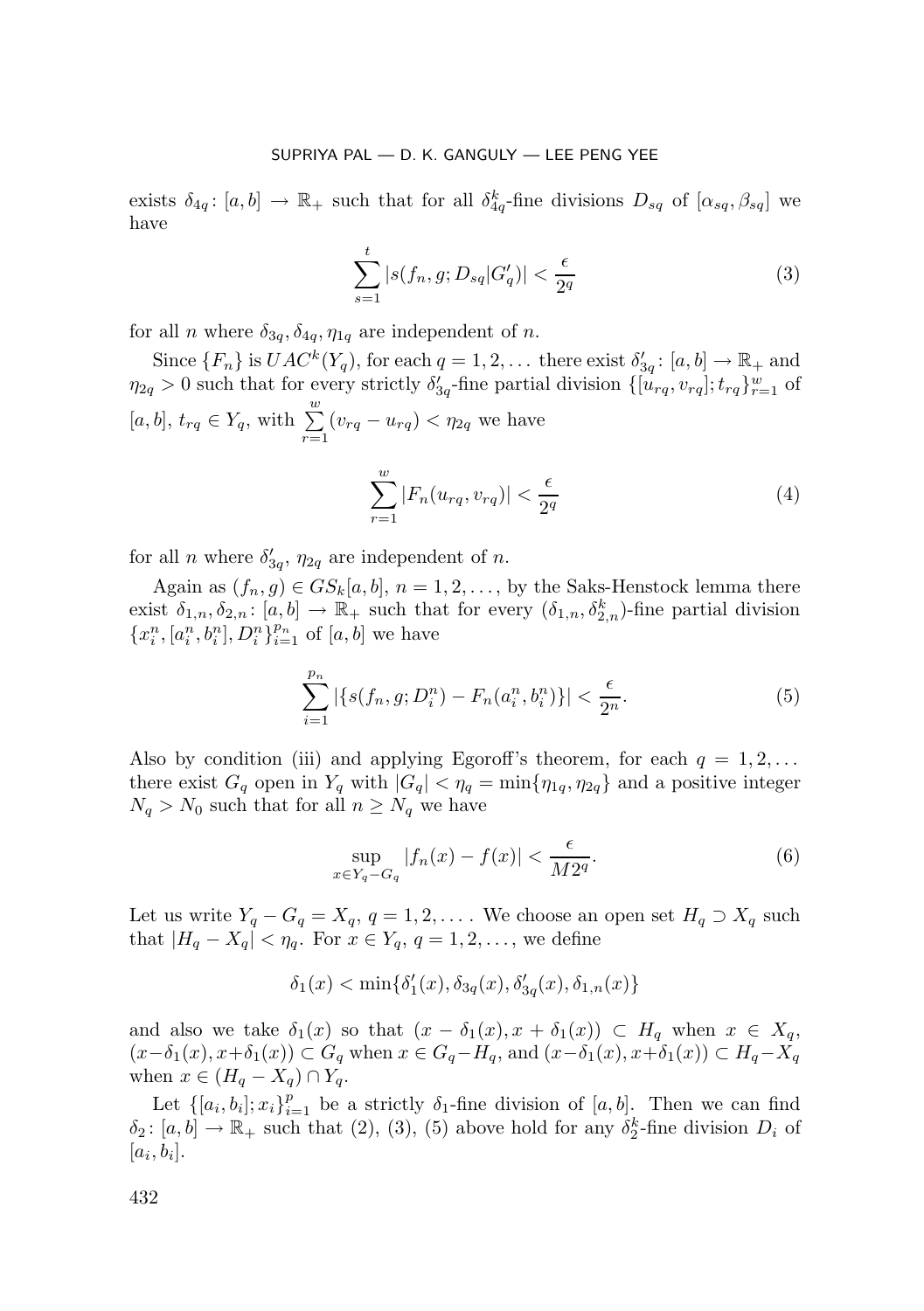exists $\delta_{4q}\colon [a,b] \to \mathbb{R}_+$ such that for all $\delta_{4q}^k$-fine divisions $D_{sq}$ of $[\alpha_{sq}, \beta_{sq}]$ we have

$$\sum_{s=1}^{t} |s(f_n, g; D_{sq}|G'_q)| < \frac{\epsilon}{2^q} \tag{3}$$

for all $n$ where $\delta_{3q}, \delta_{4q}, \eta_{1q}$ are independent of $n$.

Since $\{F_n\}$ is $UAC^k(Y_q)$, for each $q = 1, 2, \ldots$ there exist $\delta'_{3q}\colon [a,b] \to \mathbb{R}_+$ and $\eta_{2q} > 0$ such that for every strictly $\delta'_{3q}$-fine partial division $\{[u_{rq}, v_{rq}]; t_{rq}\}_{r=1}^{w}$ of $[a,b]$, $t_{rq} \in Y_q$, with $\sum\limits_{r=1}^{w} (v_{rq} - u_{rq}) < \eta_{2q}$ we have

$$\sum_{r=1}^{w} |F_n(u_{rq}, v_{rq})| < \frac{\epsilon}{2^q} \tag{4}$$

for all $n$ where $\delta'_{3q}$, $\eta_{2q}$ are independent of $n$.

Again as $(f_n, g) \in GS_k[a,b]$, $n = 1, 2, \ldots$, by the Saks-Henstock lemma there exist $\delta_{1,n}, \delta_{2,n}\colon [a,b] \to \mathbb{R}_+$ such that for every $(\delta_{1,n}, \delta_{2,n}^k)$-fine partial division $\{x_i^n, [a_i^n, b_i^n], D_i^n\}_{i=1}^{p_n}$ of $[a,b]$ we have

$$\sum_{i=1}^{p_n} |\{s(f_n, g; D_i^n) - F_n(a_i^n, b_i^n)\}| < \frac{\epsilon}{2^n}. \tag{5}$$

Also by condition (iii) and applying Egoroff's theorem, for each $q = 1, 2, \ldots$ there exist $G_q$ open in $Y_q$ with $|G_q| < \eta_q = \min\{\eta_{1q}, \eta_{2q}\}$ and a positive integer $N_q > N_0$ such that for all $n \geq N_q$ we have

$$\sup_{x \in Y_q - G_q} |f_n(x) - f(x)| < \frac{\epsilon}{M 2^q}. \tag{6}$$

Let us write $Y_q - G_q = X_q$, $q = 1, 2, \ldots$. We choose an open set $H_q \supset X_q$ such that $|H_q - X_q| < \eta_q$. For $x \in Y_q$, $q = 1, 2, \ldots$, we define

$$\delta_1(x) < \min\{\delta'_1(x), \delta_{3q}(x), \delta'_{3q}(x), \delta_{1,n}(x)\}$$

and also we take $\delta_1(x)$ so that $(x - \delta_1(x), x + \delta_1(x)) \subset H_q$ when $x \in X_q$, $(x - \delta_1(x), x + \delta_1(x)) \subset G_q$ when $x \in G_q - H_q$, and $(x - \delta_1(x), x + \delta_1(x)) \subset H_q - X_q$ when $x \in (H_q - X_q) \cap Y_q$.

Let $\{[a_i, b_i]; x_i\}_{i=1}^{p}$ be a strictly $\delta_1$-fine division of $[a,b]$. Then we can find $\delta_2\colon [a,b] \to \mathbb{R}_+$ such that (2), (3), (5) above hold for any $\delta_2^k$-fine division $D_i$ of $[a_i, b_i]$.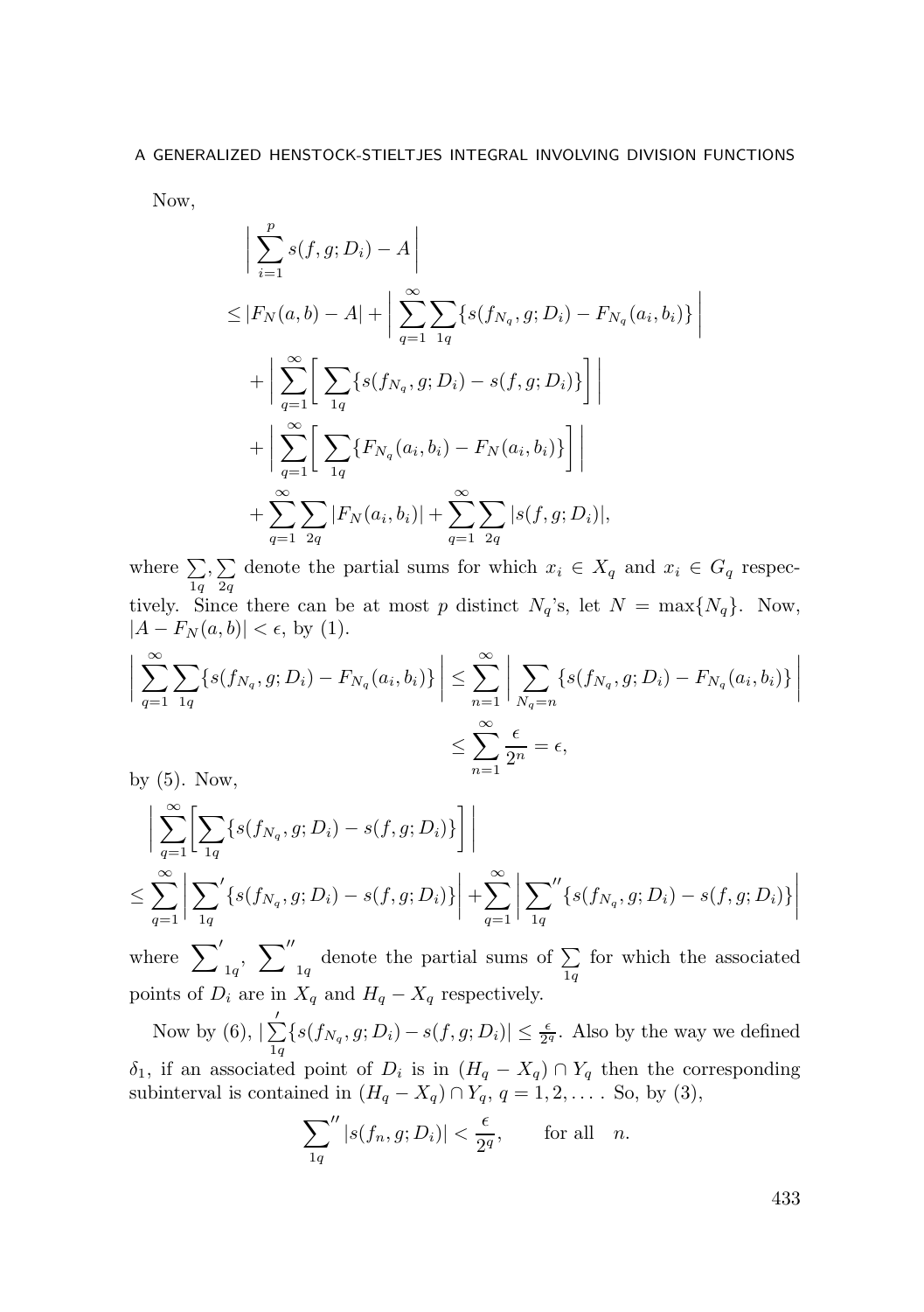Now,

$$
\begin{aligned}
&\Big| \sum_{i=1}^{p} s(f,g;D_i) - A \Big| \\
&\leq |F_N(a,b) - A| + \Big| \sum_{q=1}^{\infty} \sum_{1q} \{ s(f_{N_q}, g; D_i) - F_{N_q}(a_i,b_i) \} \Big| \\
&\quad + \Big| \sum_{q=1}^{\infty} \Big[ \sum_{1q} \{ s(f_{N_q}, g; D_i) - s(f,g;D_i) \} \Big] \Big| \\
&\quad + \Big| \sum_{q=1}^{\infty} \Big[ \sum_{1q} \{ F_{N_q}(a_i,b_i) - F_N(a_i,b_i) \} \Big] \Big| \\
&\quad + \sum_{q=1}^{\infty} \sum_{2q} |F_N(a_i,b_i)| + \sum_{q=1}^{\infty} \sum_{2q} |s(f,g;D_i)|,
\end{aligned}
$$

where $\sum\limits_{1q}, \sum\limits_{2q}$ denote the partial sums for which $x_i \in X_q$ and $x_i \in G_q$ respectively. Since there can be at most $p$ distinct $N_q$'s, let $N = \max\{N_q\}$. Now, $|A - F_N(a,b)| < \epsilon$, by (1).

$$
\begin{aligned}
\Big| \sum_{q=1}^{\infty} \sum_{1q} \{ s(f_{N_q}, g; D_i) - F_{N_q}(a_i,b_i) \} \Big| &\leq \sum_{n=1}^{\infty} \Big| \sum_{N_q = n} \{ s(f_{N_q}, g; D_i) - F_{N_q}(a_i,b_i) \} \Big| \\
&\leq \sum_{n=1}^{\infty} \frac{\epsilon}{2^n} = \epsilon,
\end{aligned}
$$

by (5). Now,

$$
\begin{aligned}
&\Big| \sum_{q=1}^{\infty} \Big[ \sum_{1q} \{ s(f_{N_q}, g; D_i) - s(f,g;D_i) \} \Big] \Big| \\
&\leq \sum_{q=1}^{\infty} \Big| {\sum_{1q}}' \{ s(f_{N_q}, g; D_i) - s(f,g;D_i) \} \Big| + \sum_{q=1}^{\infty} \Big| {\sum_{1q}}'' \{ s(f_{N_q}, g; D_i) - s(f,g;D_i) \} \Big|
\end{aligned}
$$

where ${\sum}'_{1q}$, ${\sum}''_{1q}$ denote the partial sums of $\sum\limits_{1q}$ for which the associated points of $D_i$ are in $X_q$ and $H_q - X_q$ respectively.

Now by (6), $|{\sum\limits_{1q}}' \{ s(f_{N_q}, g; D_i) - s(f,g;D_i) | \leq \frac{\epsilon}{2^q}$. Also by the way we defined $\delta_1$, if an associated point of $D_i$ is in $(H_q - X_q) \cap Y_q$ then the corresponding subinterval is contained in $(H_q - X_q) \cap Y_q$, $q = 1, 2, \ldots$. So, by (3),

$$
{\sum_{1q}}'' |s(f_n, g; D_i)| < \frac{\epsilon}{2^q}, \qquad \text{for all} \quad n.
$$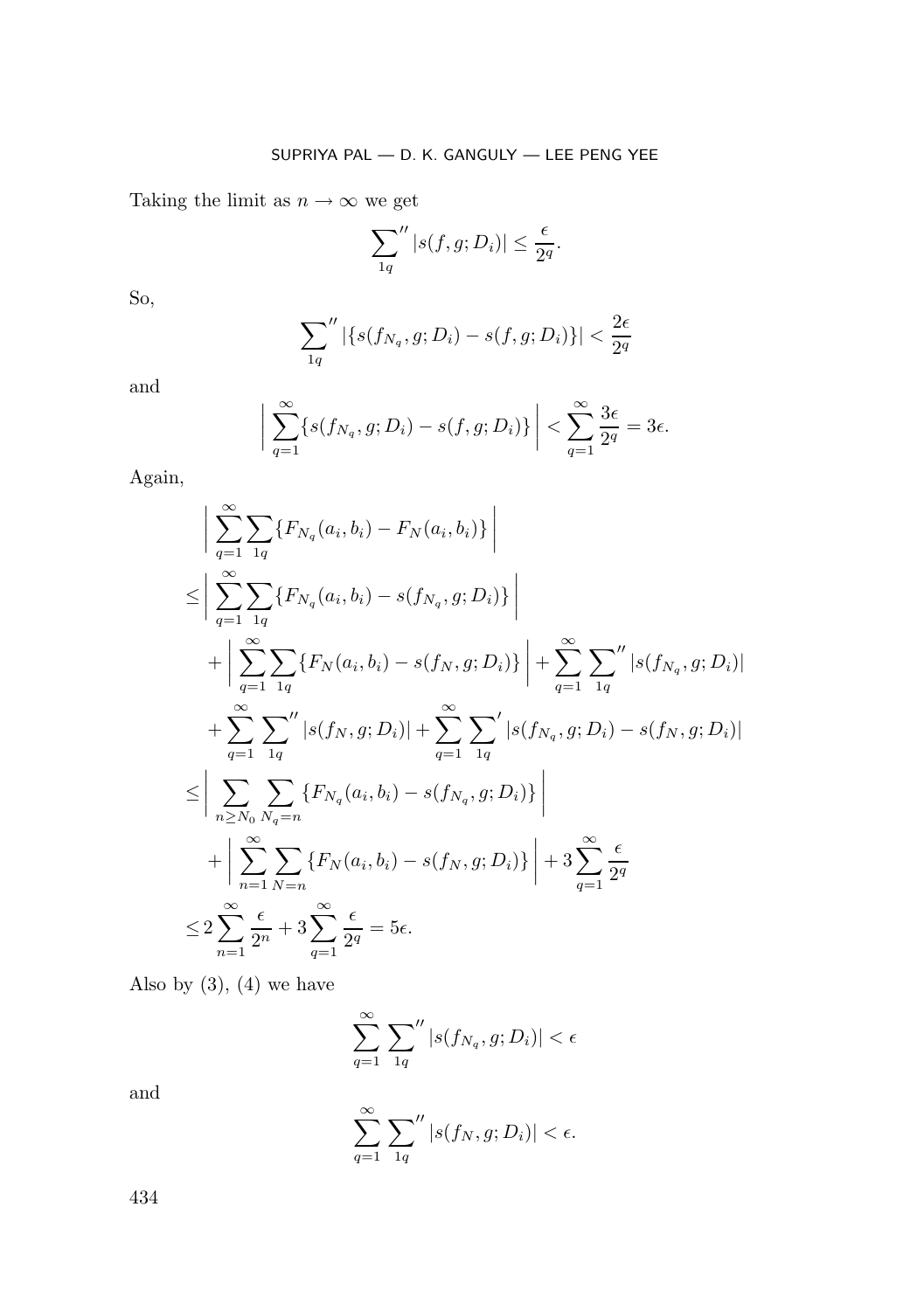Taking the limit as $n \to \infty$ we get

$$\sum_{1q}{}'' |s(f, g; D_i)| \le \frac{\epsilon}{2^q}.$$

So,

$$\sum_{1q}{}'' |\{s(f_{N_q}, g; D_i) - s(f, g; D_i)\}| < \frac{2\epsilon}{2^q}$$

and

$$\Big| \sum_{q=1}^{\infty} \{s(f_{N_q}, g; D_i) - s(f, g; D_i)\} \Big| < \sum_{q=1}^{\infty} \frac{3\epsilon}{2^q} = 3\epsilon.$$

Again,

$$\begin{aligned}
&\Big| \sum_{q=1}^{\infty} \sum_{1q} \{F_{N_q}(a_i, b_i) - F_N(a_i, b_i)\} \Big| \\
\le &\Big| \sum_{q=1}^{\infty} \sum_{1q} \{F_{N_q}(a_i, b_i) - s(f_{N_q}, g; D_i)\} \Big| \\
&+ \Big| \sum_{q=1}^{\infty} \sum_{1q} \{F_N(a_i, b_i) - s(f_N, g; D_i)\} \Big| + \sum_{q=1}^{\infty} \sum_{1q}{}'' |s(f_{N_q}, g; D_i)| \\
&+ \sum_{q=1}^{\infty} \sum_{1q}{}'' |s(f_N, g; D_i)| + \sum_{q=1}^{\infty} \sum_{1q}{}' |s(f_{N_q}, g; D_i) - s(f_N, g; D_i)| \\
\le &\Big| \sum_{n \ge N_0} \sum_{N_q = n} \{F_{N_q}(a_i, b_i) - s(f_{N_q}, g; D_i)\} \Big| \\
&+ \Big| \sum_{n=1}^{\infty} \sum_{N=n} \{F_N(a_i, b_i) - s(f_N, g; D_i)\} \Big| + 3 \sum_{q=1}^{\infty} \frac{\epsilon}{2^q} \\
\le &2 \sum_{n=1}^{\infty} \frac{\epsilon}{2^n} + 3 \sum_{q=1}^{\infty} \frac{\epsilon}{2^q} = 5\epsilon.
\end{aligned}$$

Also by (3), (4) we have

$$\sum_{q=1}^{\infty} \sum_{1q}{}'' |s(f_{N_q}, g; D_i)| < \epsilon$$

and

$$\sum_{q=1}^{\infty} \sum_{1q}{}'' |s(f_N, g; D_i)| < \epsilon.$$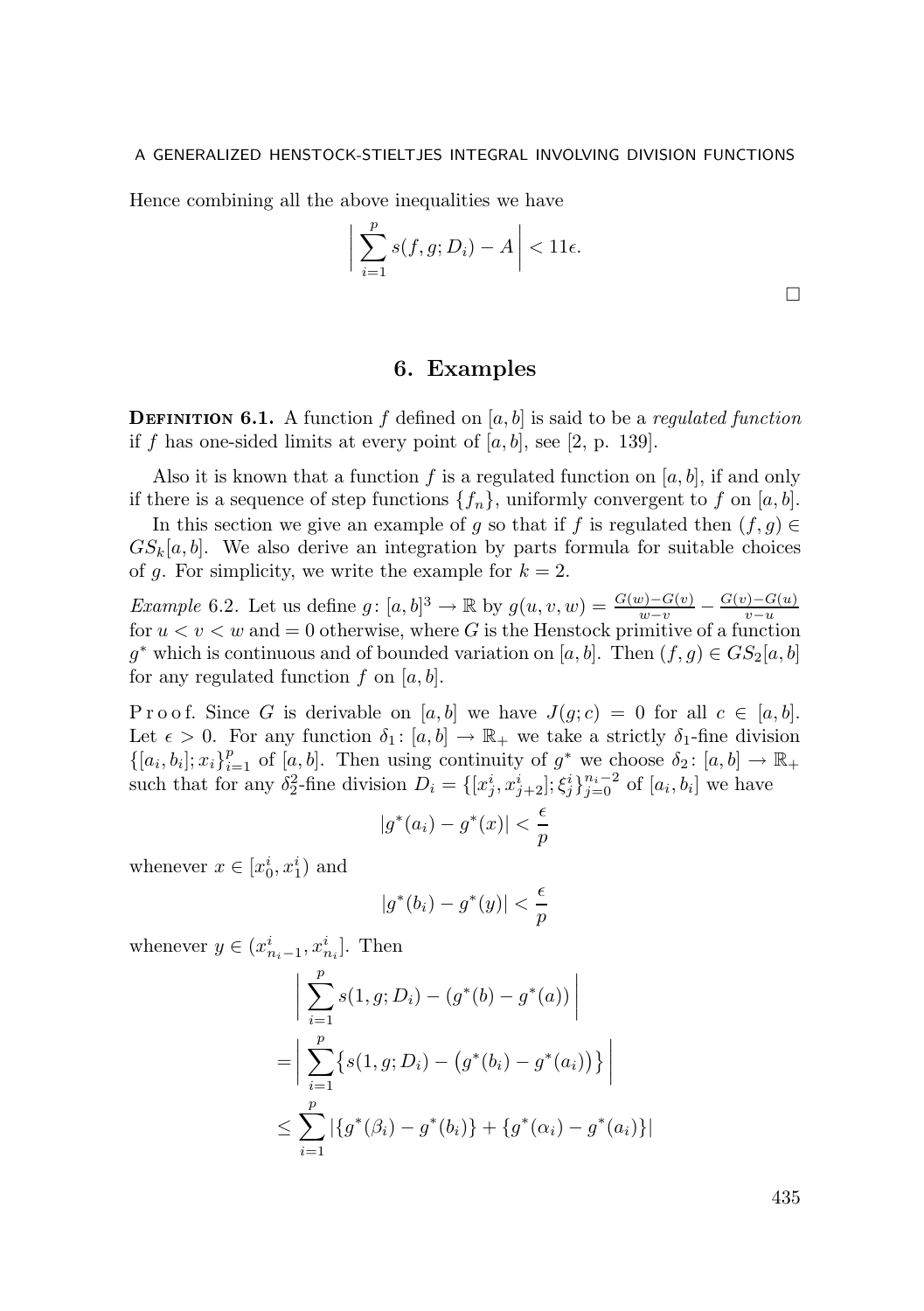Hence combining all the above inequalities we have

$$\left| \sum_{i=1}^{p} s(f,g;D_i) - A \right| < 11\epsilon.$$

$\square$

## 6. Examples

**Definition 6.1.** A function $f$ defined on $[a,b]$ is said to be a *regulated function* if $f$ has one-sided limits at every point of $[a,b]$, see [2, p. 139].

Also it is known that a function $f$ is a regulated function on $[a,b]$, if and only if there is a sequence of step functions $\{f_n\}$, uniformly convergent to $f$ on $[a,b]$.

In this section we give an example of $g$ so that if $f$ is regulated then $(f,g) \in GS_k[a,b]$. We also derive an integration by parts formula for suitable choices of $g$. For simplicity, we write the example for $k=2$.

*Example* 6.2. Let us define $g\colon [a,b]^3 \to \mathbb{R}$ by $g(u,v,w) = \frac{G(w)-G(v)}{w-v} - \frac{G(v)-G(u)}{v-u}$ for $u<v<w$ and $=0$ otherwise, where $G$ is the Henstock primitive of a function $g^*$ which is continuous and of bounded variation on $[a,b]$. Then $(f,g) \in GS_2[a,b]$ for any regulated function $f$ on $[a,b]$.

Proof. Since $G$ is derivable on $[a,b]$ we have $J(g;c)=0$ for all $c \in [a,b]$. Let $\epsilon > 0$. For any function $\delta_1\colon [a,b] \to \mathbb{R}_+$ we take a strictly $\delta_1$-fine division $\{[a_i,b_i];x_i\}_{i=1}^{p}$ of $[a,b]$. Then using continuity of $g^*$ we choose $\delta_2\colon [a,b] \to \mathbb{R}_+$ such that for any $\delta_2^2$-fine division $D_i = \{[x_j^i, x_{j+2}^i]; \xi_j^i\}_{j=0}^{n_i-2}$ of $[a_i,b_i]$ we have

$$|g^*(a_i) - g^*(x)| < \frac{\epsilon}{p}$$

whenever $x \in [x_0^i, x_1^i)$ and

$$|g^*(b_i) - g^*(y)| < \frac{\epsilon}{p}$$

whenever $y \in (x_{n_i-1}^i, x_{n_i}^i]$. Then

$$\begin{aligned}
&\left| \sum_{i=1}^{p} s(1,g;D_i) - (g^*(b) - g^*(a)) \right| \\
&= \left| \sum_{i=1}^{p} \bigl\{ s(1,g;D_i) - \bigl(g^*(b_i) - g^*(a_i)\bigr) \bigr\} \right| \\
&\le \sum_{i=1}^{p} \left| \{g^*(\beta_i) - g^*(b_i)\} + \{g^*(\alpha_i) - g^*(a_i)\} \right|
\end{aligned}$$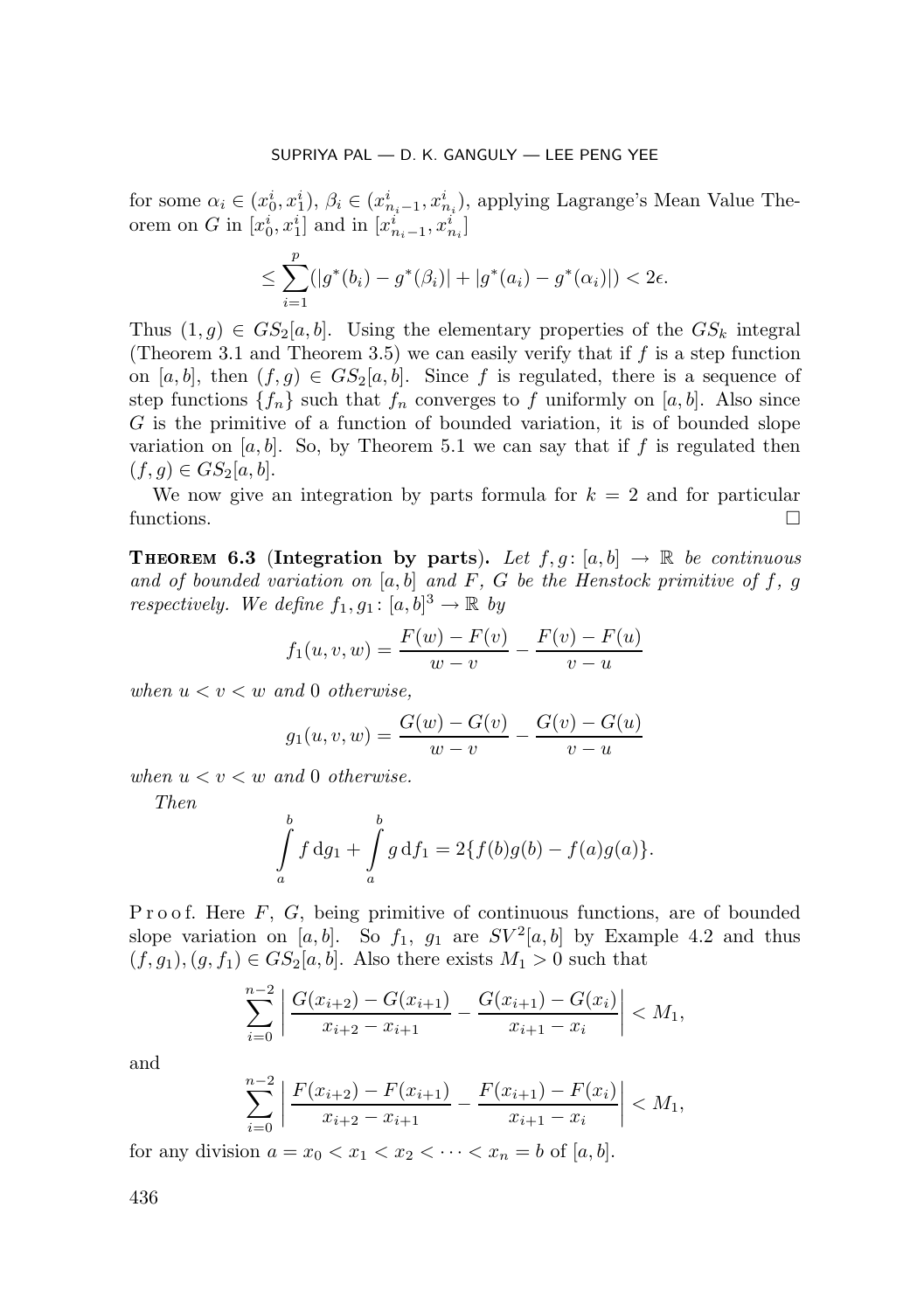for some $\alpha_i \in (x_0^i, x_1^i)$, $\beta_i \in (x_{n_i-1}^i, x_{n_i}^i)$, applying Lagrange's Mean Value Theorem on $G$ in $[x_0^i, x_1^i]$ and in $[x_{n_i-1}^i, x_{n_i}^i]$

$$\leq \sum_{i=1}^{p} (|g^*(b_i) - g^*(\beta_i)| + |g^*(a_i) - g^*(\alpha_i)|) < 2\epsilon.$$

Thus $(1, g) \in GS_2[a, b]$. Using the elementary properties of the $GS_k$ integral (Theorem 3.1 and Theorem 3.5) we can easily verify that if $f$ is a step function on $[a, b]$, then $(f, g) \in GS_2[a, b]$. Since $f$ is regulated, there is a sequence of step functions $\{f_n\}$ such that $f_n$ converges to $f$ uniformly on $[a, b]$. Also since $G$ is the primitive of a function of bounded variation, it is of bounded slope variation on $[a, b]$. So, by Theorem 5.1 we can say that if $f$ is regulated then $(f, g) \in GS_2[a, b]$.

We now give an integration by parts formula for $k = 2$ and for particular functions. □

**Theorem 6.3** (**Integration by parts**). *Let $f, g\colon [a, b] \to \mathbb{R}$ be continuous and of bounded variation on $[a, b]$ and $F$, $G$ be the Henstock primitive of $f$, $g$ respectively. We define $f_1, g_1\colon [a, b]^3 \to \mathbb{R}$ by*

$$f_1(u, v, w) = \frac{F(w) - F(v)}{w - v} - \frac{F(v) - F(u)}{v - u}$$

*when $u < v < w$ and $0$ otherwise,*

$$g_1(u, v, w) = \frac{G(w) - G(v)}{w - v} - \frac{G(v) - G(u)}{v - u}$$

*when $u < v < w$ and $0$ otherwise.*

*Then*

$$\int_a^b f \, \mathrm{d}g_1 + \int_a^b g \, \mathrm{d}f_1 = 2\{f(b)g(b) - f(a)g(a)\}.$$

Proof. Here $F$, $G$, being primitive of continuous functions, are of bounded slope variation on $[a, b]$. So $f_1$, $g_1$ are $SV^2[a, b]$ by Example 4.2 and thus $(f, g_1), (g, f_1) \in GS_2[a, b]$. Also there exists $M_1 > 0$ such that

$$\sum_{i=0}^{n-2} \left| \frac{G(x_{i+2}) - G(x_{i+1})}{x_{i+2} - x_{i+1}} - \frac{G(x_{i+1}) - G(x_i)}{x_{i+1} - x_i} \right| < M_1,$$

and

$$\sum_{i=0}^{n-2} \left| \frac{F(x_{i+2}) - F(x_{i+1})}{x_{i+2} - x_{i+1}} - \frac{F(x_{i+1}) - F(x_i)}{x_{i+1} - x_i} \right| < M_1,$$

for any division $a = x_0 < x_1 < x_2 < \cdots < x_n = b$ of $[a, b]$.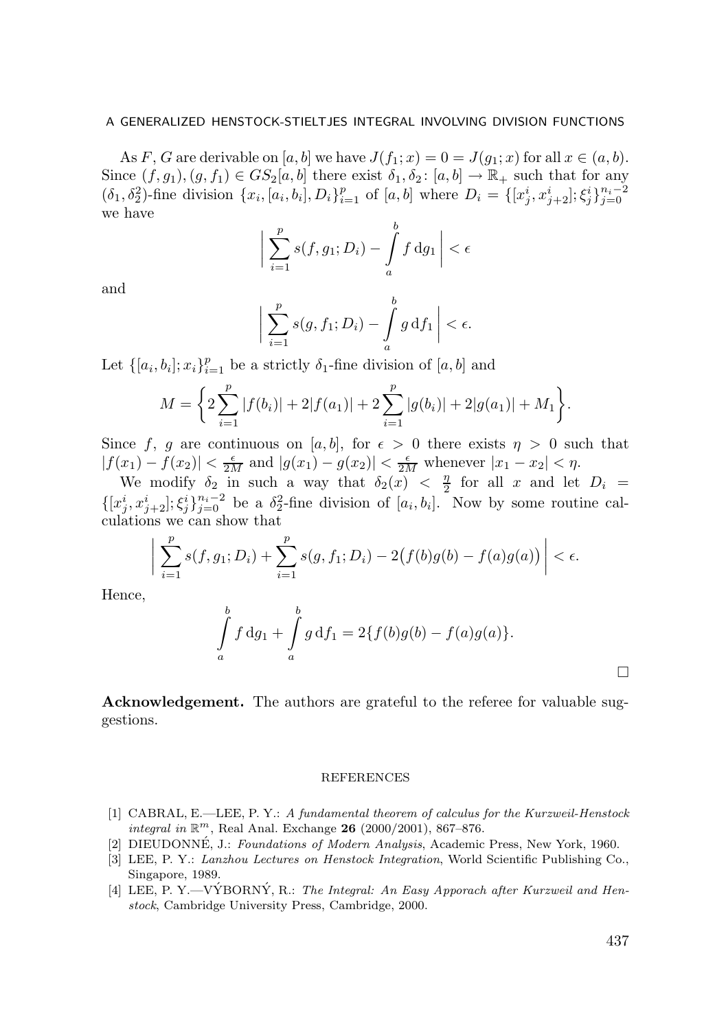As $F$, $G$ are derivable on $[a,b]$ we have $J(f_1;x) = 0 = J(g_1;x)$ for all $x \in (a,b)$. Since $(f,g_1),(g,f_1) \in GS_2[a,b]$ there exist $\delta_1, \delta_2 \colon [a,b] \to \mathbb{R}_+$ such that for any $(\delta_1, \delta_2^2)$-fine division $\{x_i,[a_i,b_i],D_i\}_{i=1}^p$ of $[a,b]$ where $D_i = \{[x_j^i, x_{j+2}^i]; \xi_j^i\}_{j=0}^{n_i-2}$ we have

$$\Big| \sum_{i=1}^{p} s(f,g_1;D_i) - \int_a^b f \,\mathrm{d}g_1 \Big| < \epsilon$$

and

$$\Big| \sum_{i=1}^{p} s(g,f_1;D_i) - \int_a^b g \,\mathrm{d}f_1 \Big| < \epsilon.$$

Let $\{[a_i,b_i];x_i\}_{i=1}^p$ be a strictly $\delta_1$-fine division of $[a,b]$ and

$$M = \Big\{ 2\sum_{i=1}^{p} |f(b_i)| + 2|f(a_1)| + 2\sum_{i=1}^{p} |g(b_i)| + 2|g(a_1)| + M_1 \Big\}.$$

Since $f$, $g$ are continuous on $[a,b]$, for $\epsilon > 0$ there exists $\eta > 0$ such that $|f(x_1) - f(x_2)| < \frac{\epsilon}{2M}$ and $|g(x_1) - g(x_2)| < \frac{\epsilon}{2M}$ whenever $|x_1 - x_2| < \eta$.

We modify $\delta_2$ in such a way that $\delta_2(x) < \frac{\eta}{2}$ for all $x$ and let $D_i = \{[x_j^i, x_{j+2}^i]; \xi_j^i\}_{j=0}^{n_i-2}$ be a $\delta_2^2$-fine division of $[a_i,b_i]$. Now by some routine calculations we can show that

$$\Big| \sum_{i=1}^{p} s(f,g_1;D_i) + \sum_{i=1}^{p} s(g,f_1;D_i) - 2\big(f(b)g(b) - f(a)g(a)\big) \Big| < \epsilon.$$

Hence,

$$\int_a^b f \,\mathrm{d}g_1 + \int_a^b g \,\mathrm{d}f_1 = 2\{f(b)g(b) - f(a)g(a)\}.$$

□

**Acknowledgement.** The authors are grateful to the referee for valuable suggestions.

## REFERENCES

[1] CABRAL, E.—LEE, P. Y.: *A fundamental theorem of calculus for the Kurzweil-Henstock integral in* $\mathbb{R}^m$, Real Anal. Exchange **26** (2000/2001), 867–876.

[2] DIEUDONNÉ, J.: *Foundations of Modern Analysis*, Academic Press, New York, 1960.

[3] LEE, P. Y.: *Lanzhou Lectures on Henstock Integration*, World Scientific Publishing Co., Singapore, 1989.

[4] LEE, P. Y.—VÝBORNÝ, R.: *The Integral: An Easy Apporach after Kurzweil and Henstock*, Cambridge University Press, Cambridge, 2000.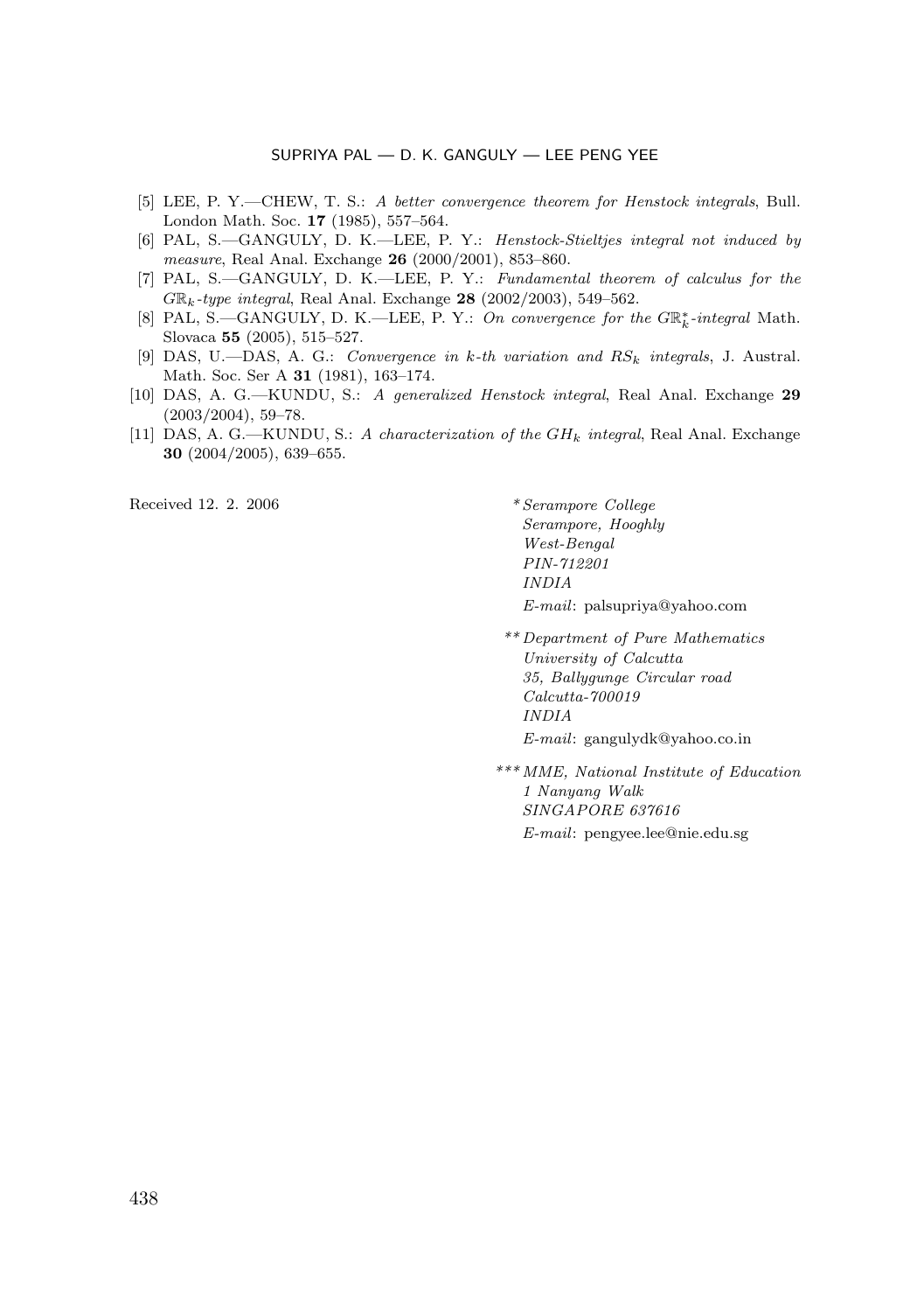[5] LEE, P. Y.—CHEW, T. S.: *A better convergence theorem for Henstock integrals*, Bull. London Math. Soc. **17** (1985), 557–564.

[6] PAL, S.—GANGULY, D. K.—LEE, P. Y.: *Henstock-Stieltjes integral not induced by measure*, Real Anal. Exchange **26** (2000/2001), 853–860.

[7] PAL, S.—GANGULY, D. K.—LEE, P. Y.: *Fundamental theorem of calculus for the $G\mathbb{R}_k$-type integral*, Real Anal. Exchange **28** (2002/2003), 549–562.

[8] PAL, S.—GANGULY, D. K.—LEE, P. Y.: *On convergence for the $G\mathbb{R}^*_k$-integral* Math. Slovaca **55** (2005), 515–527.

[9] DAS, U.—DAS, A. G.: *Convergence in k-th variation and $RS_k$ integrals*, J. Austral. Math. Soc. Ser A **31** (1981), 163–174.

[10] DAS, A. G.—KUNDU, S.: *A generalized Henstock integral*, Real Anal. Exchange **29** (2003/2004), 59–78.

[11] DAS, A. G.—KUNDU, S.: *A characterization of the $GH_k$ integral*, Real Anal. Exchange **30** (2004/2005), 639–655.

Received 12. 2. 2006

\* *Serampore College*
*Serampore, Hooghly*
*West-Bengal*
*PIN-712201*
*INDIA*
*E-mail*: palsupriya@yahoo.com

\*\* *Department of Pure Mathematics*
*University of Calcutta*
*35, Ballygunge Circular road*
*Calcutta-700019*
*INDIA*
*E-mail*: gangulydk@yahoo.co.in

\*\*\* *MME, National Institute of Education*
*1 Nanyang Walk*
*SINGAPORE 637616*
*E-mail*: pengyee.lee@nie.edu.sg